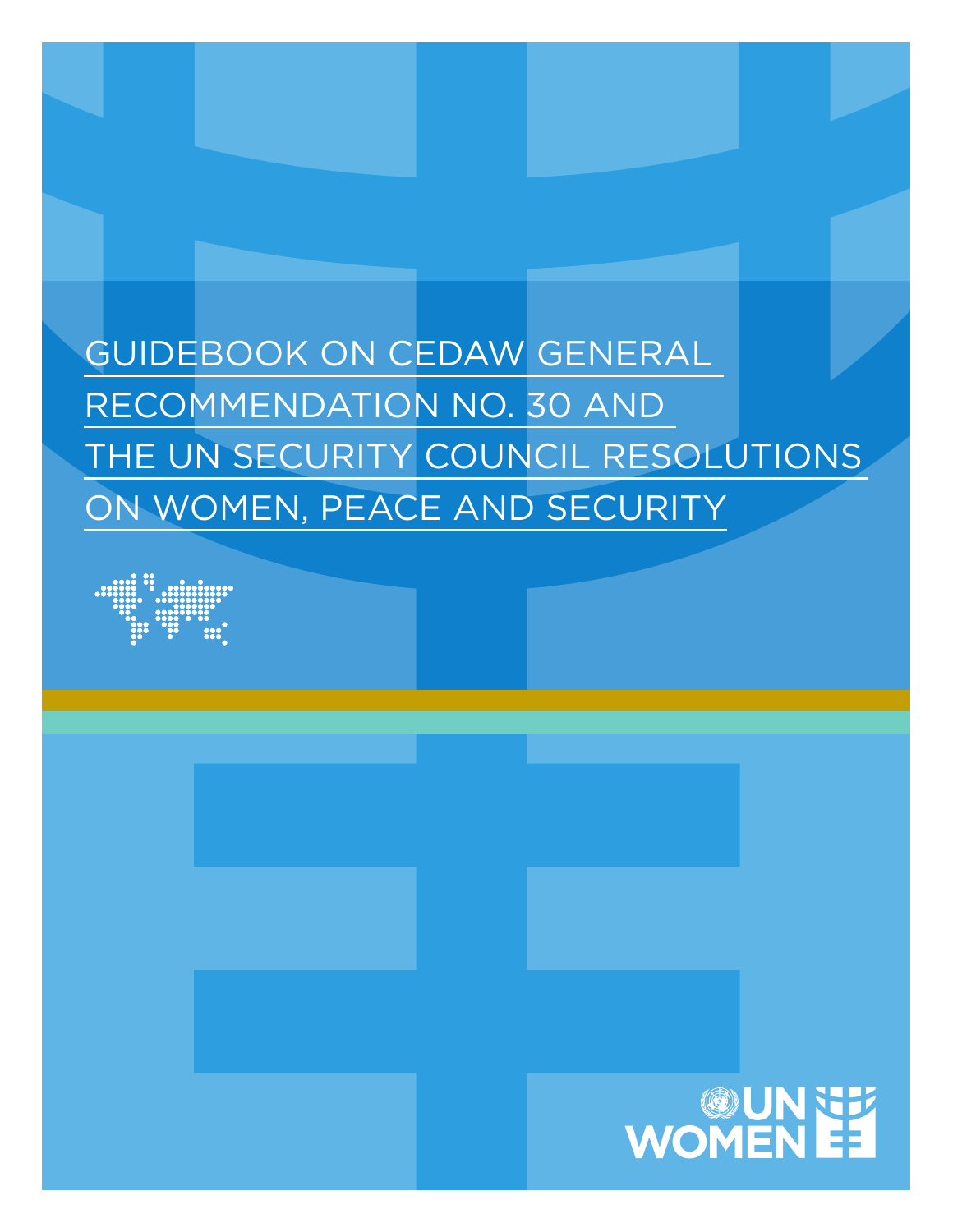# GUIDEBOOK ON CEDAW GENERAL RECOMMENDATION NO. 30 AND THE UN SECURITY COUNCIL RESOLUTIONS ON WOMEN, PEACE AND SECURITY

UN WOMEN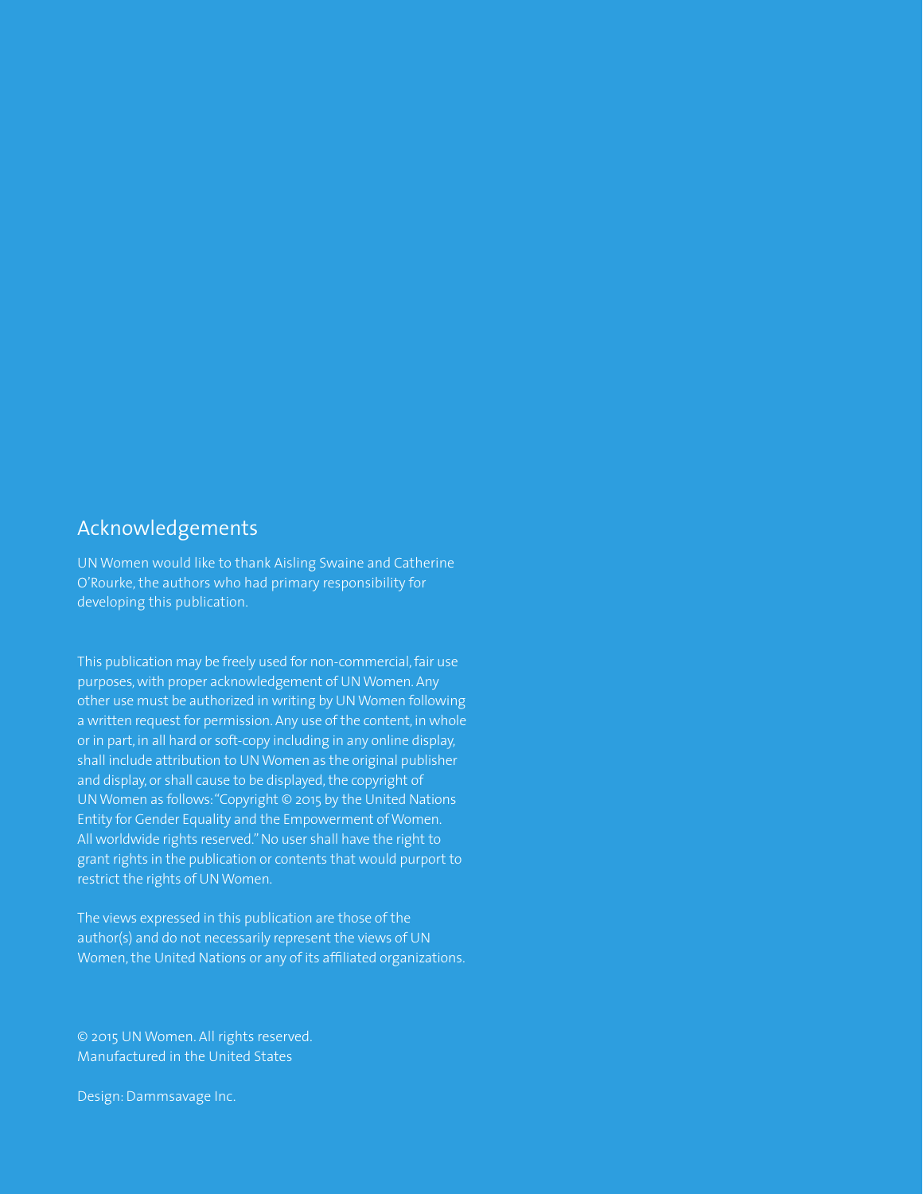## Acknowledgements

UN Women would like to thank Aisling Swaine and Catherine O'Rourke, the authors who had primary responsibility for developing this publication.

This publication may be freely used for non-commercial, fair use purposes, with proper acknowledgement of UN Women. Any other use must be authorized in writing by UN Women following a written request for permission. Any use of the content, in whole or in part, in all hard or soft-copy including in any online display, shall include attribution to UN Women as the original publisher and display, or shall cause to be displayed, the copyright of UN Women as follows: "Copyright © 2015 by the United Nations Entity for Gender Equality and the Empowerment of Women. All worldwide rights reserved." No user shall have the right to grant rights in the publication or contents that would purport to restrict the rights of UN Women.

The views expressed in this publication are those of the author(s) and do not necessarily represent the views of UN Women, the United Nations or any of its affiliated organizations.

© 2015 UN Women. All rights reserved.
Manufactured in the United States

Design: Dammsavage Inc.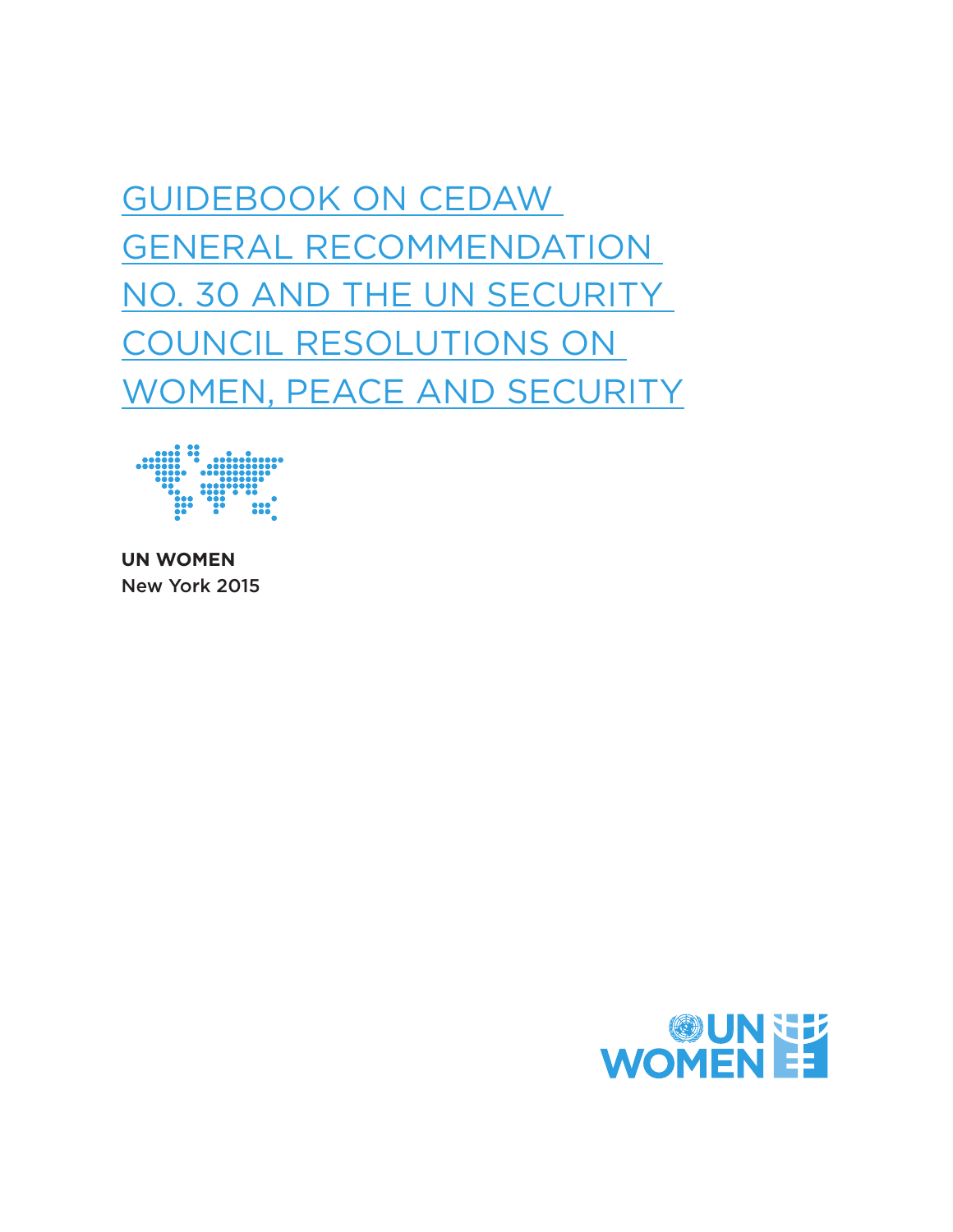# GUIDEBOOK ON CEDAW GENERAL RECOMMENDATION NO. 30 AND THE UN SECURITY COUNCIL RESOLUTIONS ON WOMEN, PEACE AND SECURITY

**UN WOMEN**
New York 2015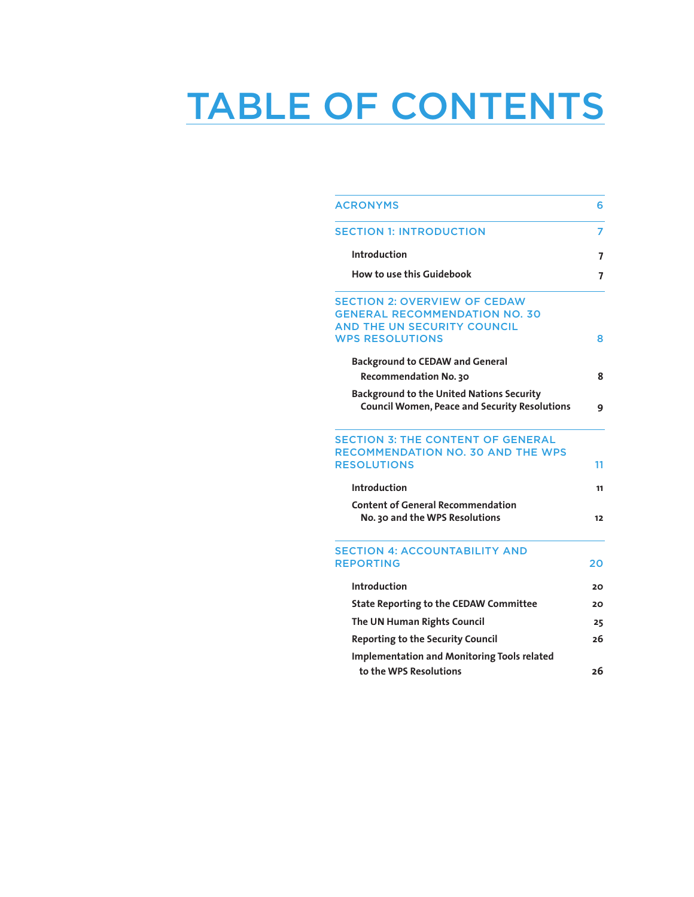# TABLE OF CONTENTS

| | |
|---|---|
| ACRONYMS | 6 |
| SECTION 1: INTRODUCTION | 7 |
| **Introduction** | **7** |
| **How to use this Guidebook** | **7** |
| SECTION 2: OVERVIEW OF CEDAW GENERAL RECOMMENDATION NO. 30 AND THE UN SECURITY COUNCIL WPS RESOLUTIONS | 8 |
| **Background to CEDAW and General Recommendation No. 30** | **8** |
| **Background to the United Nations Security Council Women, Peace and Security Resolutions** | **9** |
| SECTION 3: THE CONTENT OF GENERAL RECOMMENDATION NO. 30 AND THE WPS RESOLUTIONS | 11 |
| **Introduction** | **11** |
| **Content of General Recommendation No. 30 and the WPS Resolutions** | **12** |
| SECTION 4: ACCOUNTABILITY AND REPORTING | 20 |
| **Introduction** | **20** |
| **State Reporting to the CEDAW Committee** | **20** |
| **The UN Human Rights Council** | **25** |
| **Reporting to the Security Council** | **26** |
| **Implementation and Monitoring Tools related to the WPS Resolutions** | **26** |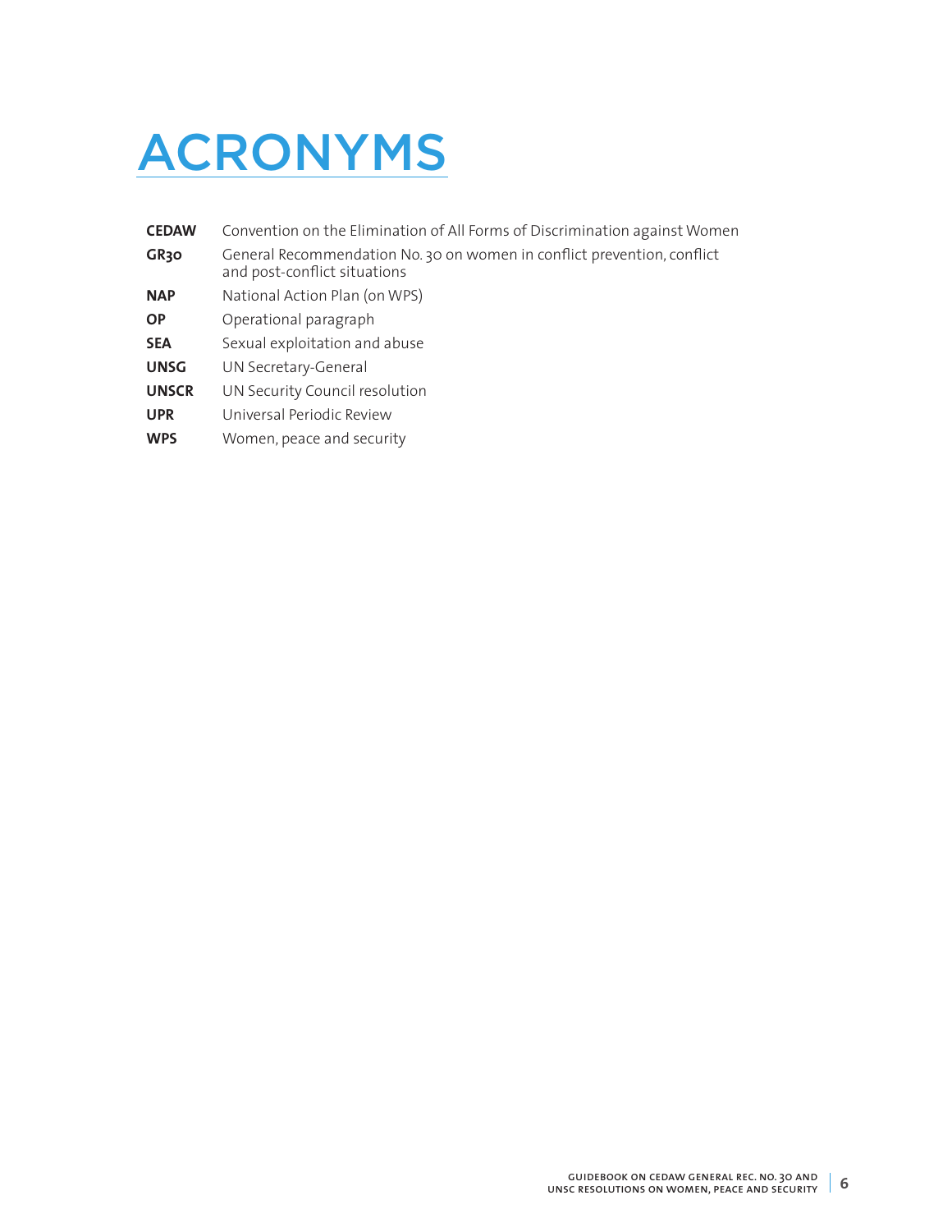# ACRONYMS

| | |
|---|---|
| **CEDAW** | Convention on the Elimination of All Forms of Discrimination against Women |
| **GR30** | General Recommendation No. 30 on women in conflict prevention, conflict and post-conflict situations |
| **NAP** | National Action Plan (on WPS) |
| **OP** | Operational paragraph |
| **SEA** | Sexual exploitation and abuse |
| **UNSG** | UN Secretary-General |
| **UNSCR** | UN Security Council resolution |
| **UPR** | Universal Periodic Review |
| **WPS** | Women, peace and security |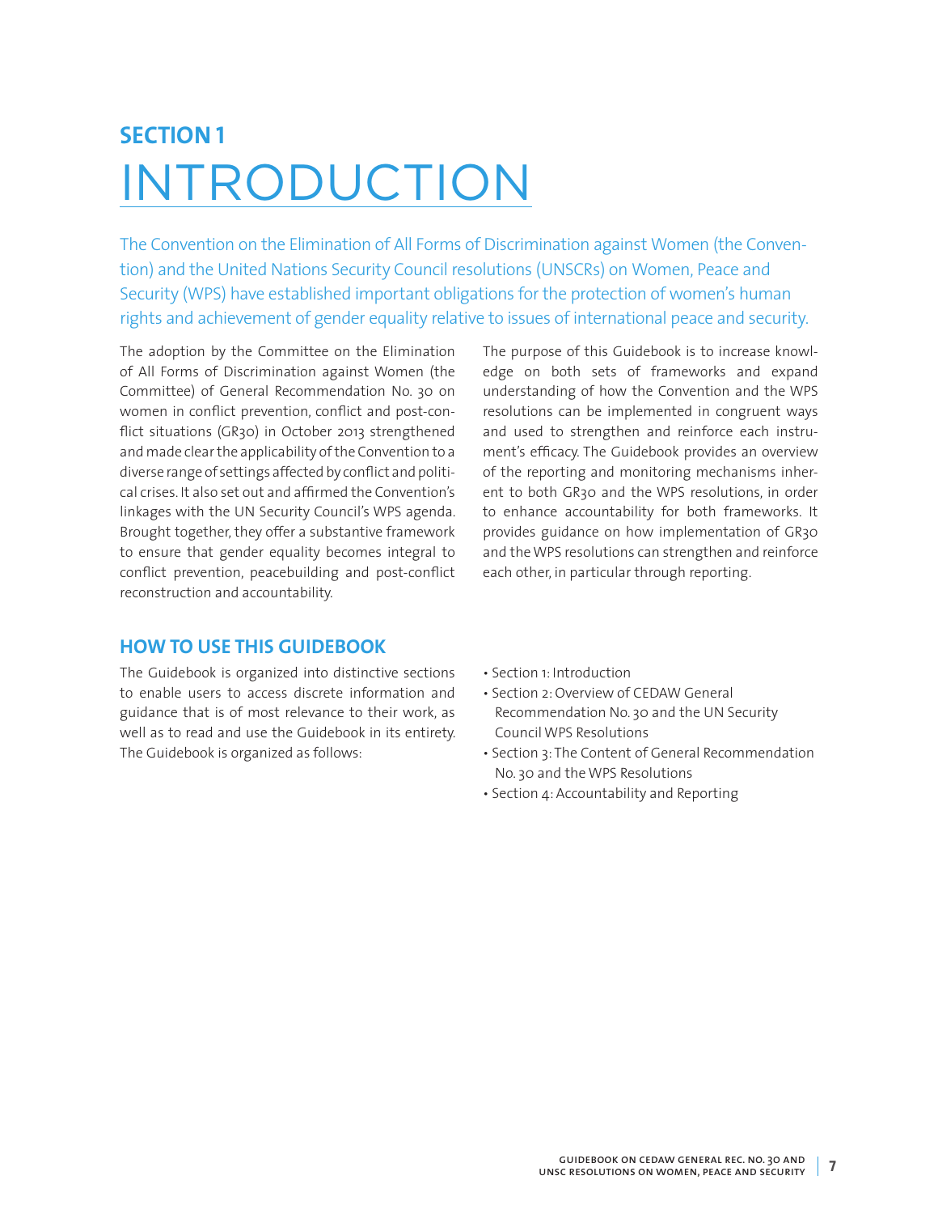## SECTION 1

# INTRODUCTION

The Convention on the Elimination of All Forms of Discrimination against Women (the Convention) and the United Nations Security Council resolutions (UNSCRs) on Women, Peace and Security (WPS) have established important obligations for the protection of women's human rights and achievement of gender equality relative to issues of international peace and security.

The adoption by the Committee on the Elimination of All Forms of Discrimination against Women (the Committee) of General Recommendation No. 30 on women in conflict prevention, conflict and post-conflict situations (GR30) in October 2013 strengthened and made clear the applicability of the Convention to a diverse range of settings affected by conflict and political crises. It also set out and affirmed the Convention's linkages with the UN Security Council's WPS agenda. Brought together, they offer a substantive framework to ensure that gender equality becomes integral to conflict prevention, peacebuilding and post-conflict reconstruction and accountability.

The purpose of this Guidebook is to increase knowledge on both sets of frameworks and expand understanding of how the Convention and the WPS resolutions can be implemented in congruent ways and used to strengthen and reinforce each instrument's efficacy. The Guidebook provides an overview of the reporting and monitoring mechanisms inherent to both GR30 and the WPS resolutions, in order to enhance accountability for both frameworks. It provides guidance on how implementation of GR30 and the WPS resolutions can strengthen and reinforce each other, in particular through reporting.

## HOW TO USE THIS GUIDEBOOK

The Guidebook is organized into distinctive sections to enable users to access discrete information and guidance that is of most relevance to their work, as well as to read and use the Guidebook in its entirety. The Guidebook is organized as follows:

- Section 1: Introduction
- Section 2: Overview of CEDAW General Recommendation No. 30 and the UN Security Council WPS Resolutions
- Section 3: The Content of General Recommendation No. 30 and the WPS Resolutions
- Section 4: Accountability and Reporting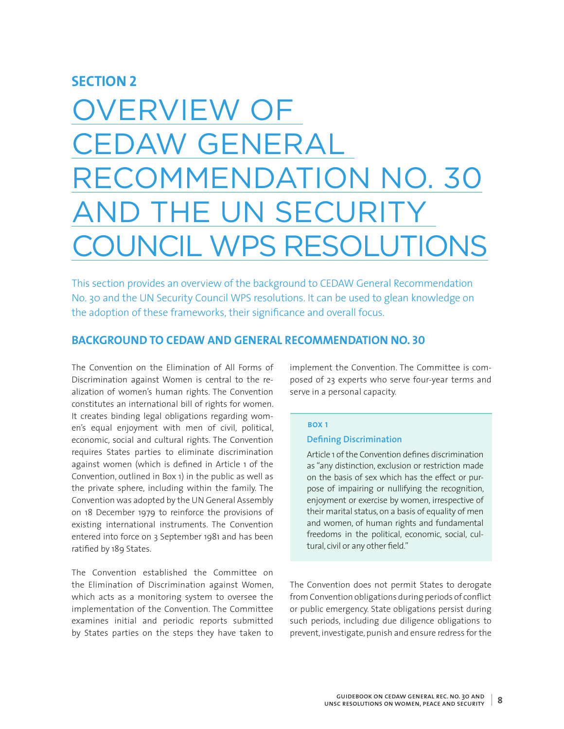**SECTION 2**

# OVERVIEW OF CEDAW GENERAL RECOMMENDATION NO. 30 AND THE UN SECURITY COUNCIL WPS RESOLUTIONS

This section provides an overview of the background to CEDAW General Recommendation No. 30 and the UN Security Council WPS resolutions. It can be used to glean knowledge on the adoption of these frameworks, their significance and overall focus.

## BACKGROUND TO CEDAW AND GENERAL RECOMMENDATION NO. 30

The Convention on the Elimination of All Forms of Discrimination against Women is central to the realization of women's human rights. The Convention constitutes an international bill of rights for women. It creates binding legal obligations regarding women's equal enjoyment with men of civil, political, economic, social and cultural rights. The Convention requires States parties to eliminate discrimination against women (which is defined in Article 1 of the Convention, outlined in Box 1) in the public as well as the private sphere, including within the family. The Convention was adopted by the UN General Assembly on 18 December 1979 to reinforce the provisions of existing international instruments. The Convention entered into force on 3 September 1981 and has been ratified by 189 States.

The Convention established the Committee on the Elimination of Discrimination against Women, which acts as a monitoring system to oversee the implementation of the Convention. The Committee examines initial and periodic reports submitted by States parties on the steps they have taken to implement the Convention. The Committee is composed of 23 experts who serve four-year terms and serve in a personal capacity.

> **BOX 1**
>
> **Defining Discrimination**
>
> Article 1 of the Convention defines discrimination as "any distinction, exclusion or restriction made on the basis of sex which has the effect or purpose of impairing or nullifying the recognition, enjoyment or exercise by women, irrespective of their marital status, on a basis of equality of men and women, of human rights and fundamental freedoms in the political, economic, social, cultural, civil or any other field."

The Convention does not permit States to derogate from Convention obligations during periods of conflict or public emergency. State obligations persist during such periods, including due diligence obligations to prevent, investigate, punish and ensure redress for the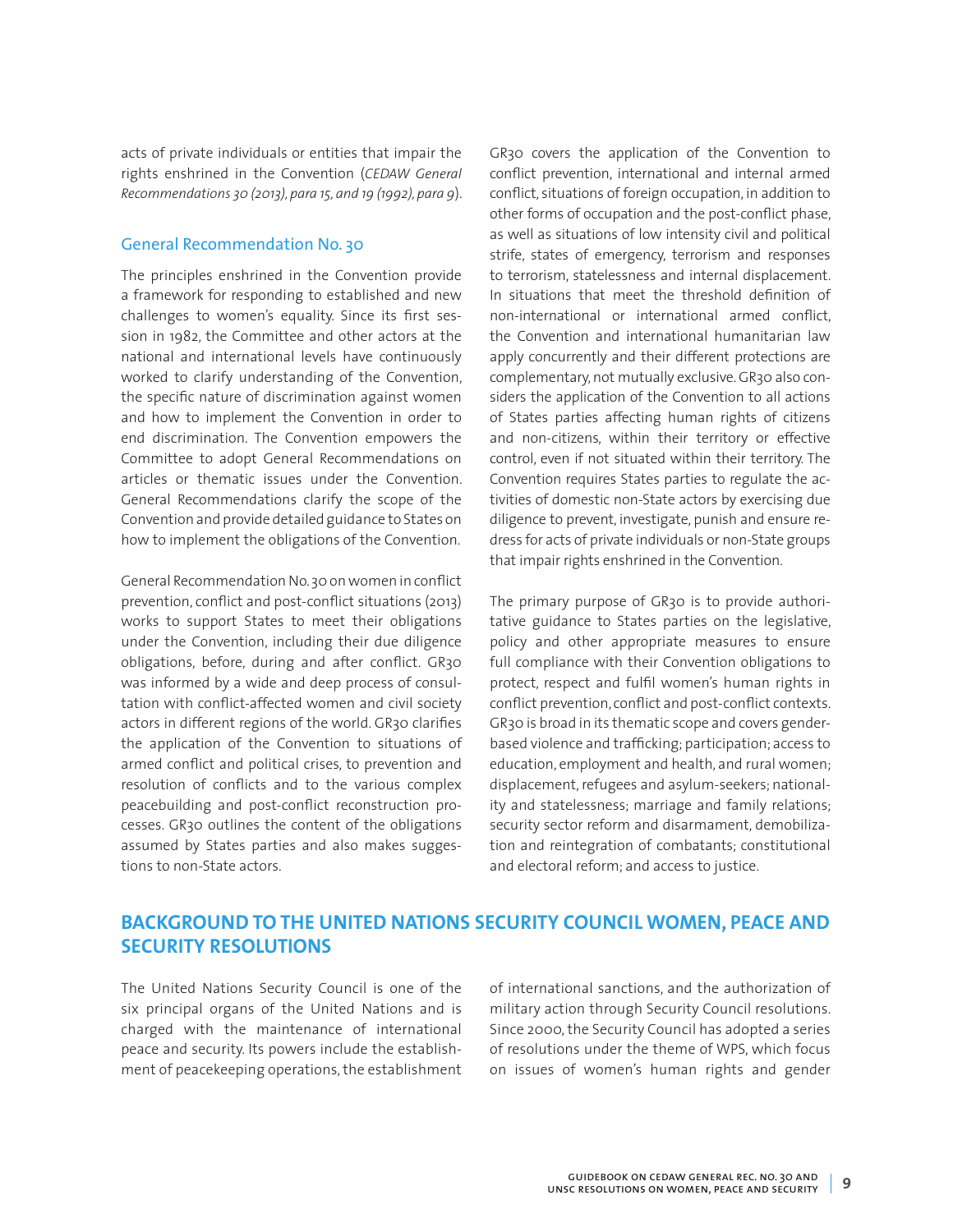acts of private individuals or entities that impair the rights enshrined in the Convention (*CEDAW General Recommendations 30 (2013), para 15, and 19 (1992), para 9*).

### General Recommendation No. 30

The principles enshrined in the Convention provide a framework for responding to established and new challenges to women's equality. Since its first session in 1982, the Committee and other actors at the national and international levels have continuously worked to clarify understanding of the Convention, the specific nature of discrimination against women and how to implement the Convention in order to end discrimination. The Convention empowers the Committee to adopt General Recommendations on articles or thematic issues under the Convention. General Recommendations clarify the scope of the Convention and provide detailed guidance to States on how to implement the obligations of the Convention.

General Recommendation No. 30 on women in conflict prevention, conflict and post-conflict situations (2013) works to support States to meet their obligations under the Convention, including their due diligence obligations, before, during and after conflict. GR30 was informed by a wide and deep process of consultation with conflict-affected women and civil society actors in different regions of the world. GR30 clarifies the application of the Convention to situations of armed conflict and political crises, to prevention and resolution of conflicts and to the various complex peacebuilding and post-conflict reconstruction processes. GR30 outlines the content of the obligations assumed by States parties and also makes suggestions to non-State actors.

GR30 covers the application of the Convention to conflict prevention, international and internal armed conflict, situations of foreign occupation, in addition to other forms of occupation and the post-conflict phase, as well as situations of low intensity civil and political strife, states of emergency, terrorism and responses to terrorism, statelessness and internal displacement. In situations that meet the threshold definition of non-international or international armed conflict, the Convention and international humanitarian law apply concurrently and their different protections are complementary, not mutually exclusive. GR30 also considers the application of the Convention to all actions of States parties affecting human rights of citizens and non-citizens, within their territory or effective control, even if not situated within their territory. The Convention requires States parties to regulate the activities of domestic non-State actors by exercising due diligence to prevent, investigate, punish and ensure redress for acts of private individuals or non-State groups that impair rights enshrined in the Convention.

The primary purpose of GR30 is to provide authoritative guidance to States parties on the legislative, policy and other appropriate measures to ensure full compliance with their Convention obligations to protect, respect and fulfil women's human rights in conflict prevention, conflict and post-conflict contexts. GR30 is broad in its thematic scope and covers gender-based violence and trafficking; participation; access to education, employment and health, and rural women; displacement, refugees and asylum-seekers; nationality and statelessness; marriage and family relations; security sector reform and disarmament, demobilization and reintegration of combatants; constitutional and electoral reform; and access to justice.

## BACKGROUND TO THE UNITED NATIONS SECURITY COUNCIL WOMEN, PEACE AND SECURITY RESOLUTIONS

The United Nations Security Council is one of the six principal organs of the United Nations and is charged with the maintenance of international peace and security. Its powers include the establishment of peacekeeping operations, the establishment of international sanctions, and the authorization of military action through Security Council resolutions. Since 2000, the Security Council has adopted a series of resolutions under the theme of WPS, which focus on issues of women's human rights and gender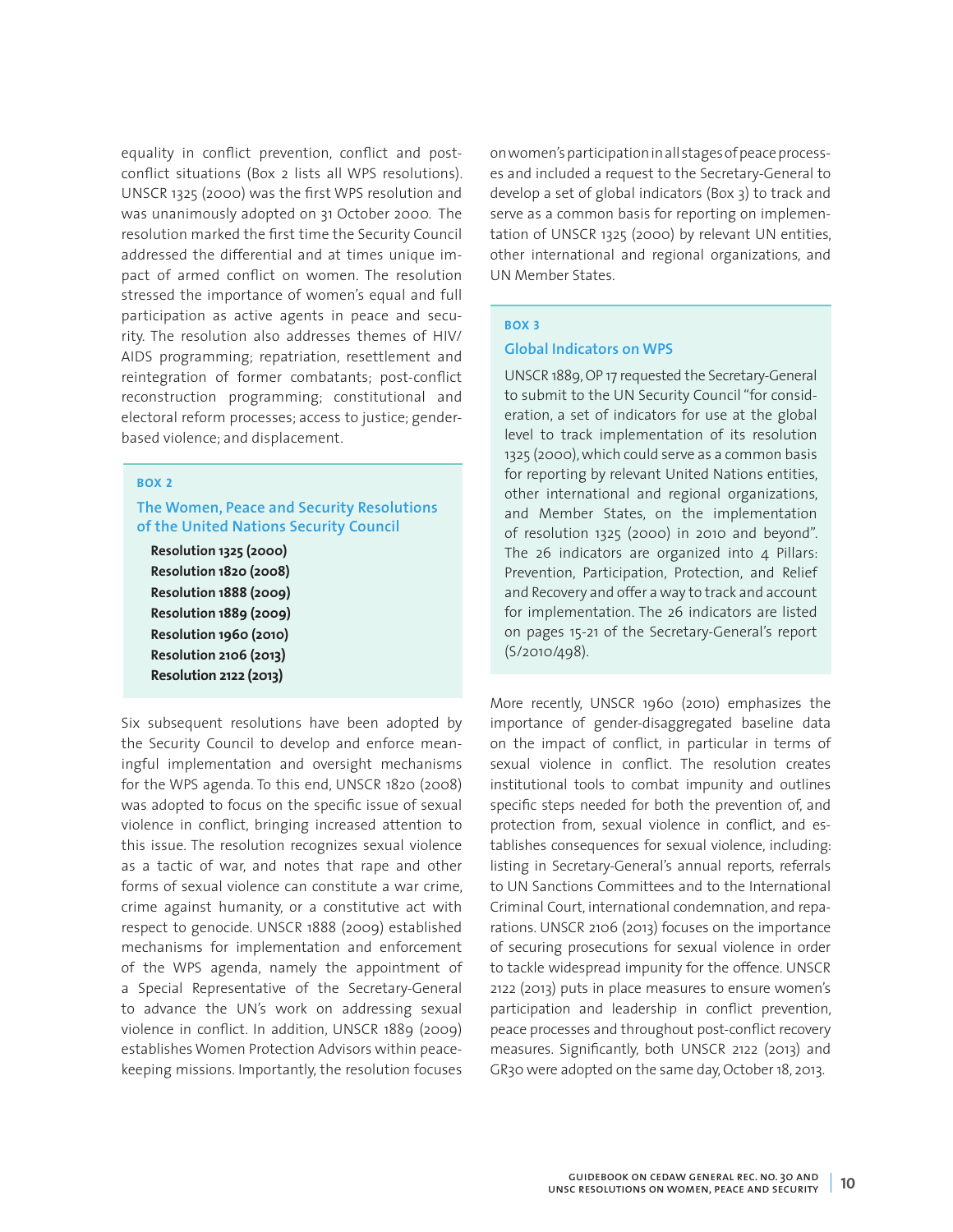equality in conflict prevention, conflict and post-conflict situations (Box 2 lists all WPS resolutions). UNSCR 1325 (2000) was the first WPS resolution and was unanimously adopted on 31 October 2000. The resolution marked the first time the Security Council addressed the differential and at times unique impact of armed conflict on women. The resolution stressed the importance of women's equal and full participation as active agents in peace and security. The resolution also addresses themes of HIV/AIDS programming; repatriation, resettlement and reintegration of former combatants; post-conflict reconstruction programming; constitutional and electoral reform processes; access to justice; gender-based violence; and displacement.

> **BOX 2**
>
> **The Women, Peace and Security Resolutions of the United Nations Security Council**
>
> **Resolution 1325 (2000)**
> **Resolution 1820 (2008)**
> **Resolution 1888 (2009)**
> **Resolution 1889 (2009)**
> **Resolution 1960 (2010)**
> **Resolution 2106 (2013)**
> **Resolution 2122 (2013)**

Six subsequent resolutions have been adopted by the Security Council to develop and enforce meaningful implementation and oversight mechanisms for the WPS agenda. To this end, UNSCR 1820 (2008) was adopted to focus on the specific issue of sexual violence in conflict, bringing increased attention to this issue. The resolution recognizes sexual violence as a tactic of war, and notes that rape and other forms of sexual violence can constitute a war crime, crime against humanity, or a constitutive act with respect to genocide. UNSCR 1888 (2009) established mechanisms for implementation and enforcement of the WPS agenda, namely the appointment of a Special Representative of the Secretary-General to advance the UN's work on addressing sexual violence in conflict. In addition, UNSCR 1889 (2009) establishes Women Protection Advisors within peacekeeping missions. Importantly, the resolution focuses on women's participation in all stages of peace processes and included a request to the Secretary-General to develop a set of global indicators (Box 3) to track and serve as a common basis for reporting on implementation of UNSCR 1325 (2000) by relevant UN entities, other international and regional organizations, and UN Member States.

> **BOX 3**
>
> **Global Indicators on WPS**
>
> UNSCR 1889, OP 17 requested the Secretary-General to submit to the UN Security Council "for consideration, a set of indicators for use at the global level to track implementation of its resolution 1325 (2000), which could serve as a common basis for reporting by relevant United Nations entities, other international and regional organizations, and Member States, on the implementation of resolution 1325 (2000) in 2010 and beyond". The 26 indicators are organized into 4 Pillars: Prevention, Participation, Protection, and Relief and Recovery and offer a way to track and account for implementation. The 26 indicators are listed on pages 15-21 of the Secretary-General's report (S/2010/498).

More recently, UNSCR 1960 (2010) emphasizes the importance of gender-disaggregated baseline data on the impact of conflict, in particular in terms of sexual violence in conflict. The resolution creates institutional tools to combat impunity and outlines specific steps needed for both the prevention of, and protection from, sexual violence in conflict, and establishes consequences for sexual violence, including: listing in Secretary-General's annual reports, referrals to UN Sanctions Committees and to the International Criminal Court, international condemnation, and reparations. UNSCR 2106 (2013) focuses on the importance of securing prosecutions for sexual violence in order to tackle widespread impunity for the offence. UNSCR 2122 (2013) puts in place measures to ensure women's participation and leadership in conflict prevention, peace processes and throughout post-conflict recovery measures. Significantly, both UNSCR 2122 (2013) and GR30 were adopted on the same day, October 18, 2013.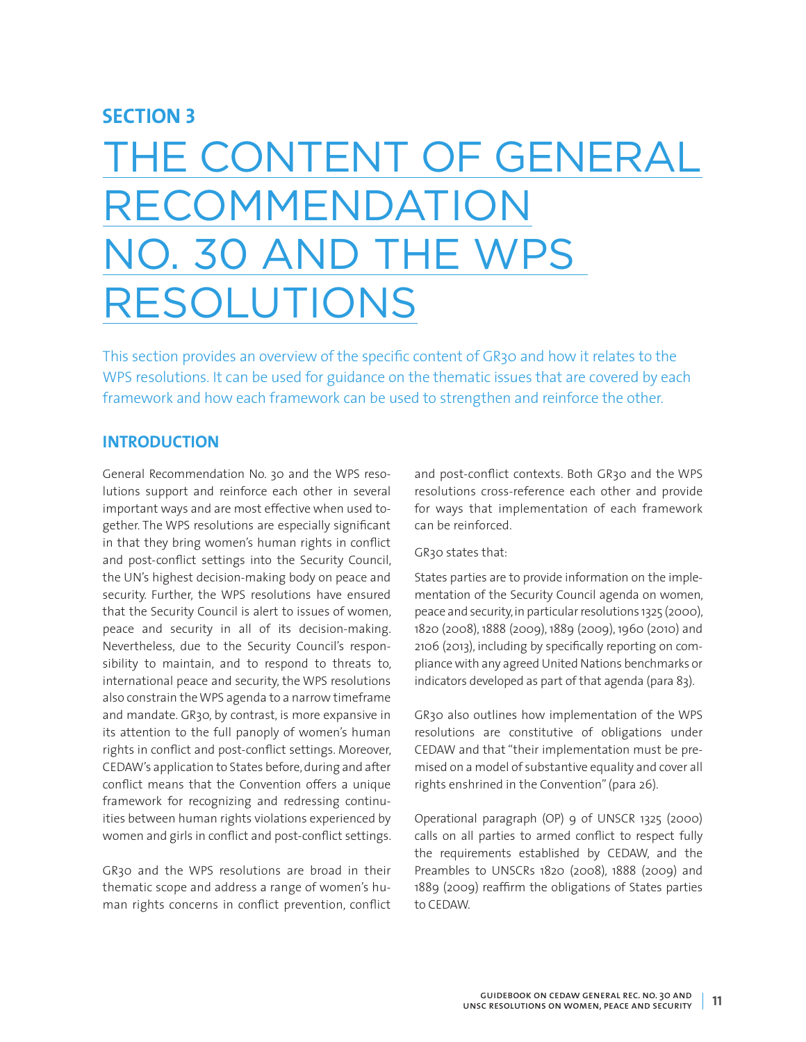**SECTION 3**

# THE CONTENT OF GENERAL RECOMMENDATION NO. 30 AND THE WPS RESOLUTIONS

This section provides an overview of the specific content of GR30 and how it relates to the WPS resolutions. It can be used for guidance on the thematic issues that are covered by each framework and how each framework can be used to strengthen and reinforce the other.

## INTRODUCTION

General Recommendation No. 30 and the WPS resolutions support and reinforce each other in several important ways and are most effective when used together. The WPS resolutions are especially significant in that they bring women's human rights in conflict and post-conflict settings into the Security Council, the UN's highest decision-making body on peace and security. Further, the WPS resolutions have ensured that the Security Council is alert to issues of women, peace and security in all of its decision-making. Nevertheless, due to the Security Council's responsibility to maintain, and to respond to threats to, international peace and security, the WPS resolutions also constrain the WPS agenda to a narrow timeframe and mandate. GR30, by contrast, is more expansive in its attention to the full panoply of women's human rights in conflict and post-conflict settings. Moreover, CEDAW's application to States before, during and after conflict means that the Convention offers a unique framework for recognizing and redressing continuities between human rights violations experienced by women and girls in conflict and post-conflict settings.

GR30 and the WPS resolutions are broad in their thematic scope and address a range of women's human rights concerns in conflict prevention, conflict and post-conflict contexts. Both GR30 and the WPS resolutions cross-reference each other and provide for ways that implementation of each framework can be reinforced.

GR30 states that:

States parties are to provide information on the implementation of the Security Council agenda on women, peace and security, in particular resolutions 1325 (2000), 1820 (2008), 1888 (2009), 1889 (2009), 1960 (2010) and 2106 (2013), including by specifically reporting on compliance with any agreed United Nations benchmarks or indicators developed as part of that agenda (para 83).

GR30 also outlines how implementation of the WPS resolutions are constitutive of obligations under CEDAW and that "their implementation must be premised on a model of substantive equality and cover all rights enshrined in the Convention" (para 26).

Operational paragraph (OP) 9 of UNSCR 1325 (2000) calls on all parties to armed conflict to respect fully the requirements established by CEDAW, and the Preambles to UNSCRs 1820 (2008), 1888 (2009) and 1889 (2009) reaffirm the obligations of States parties to CEDAW.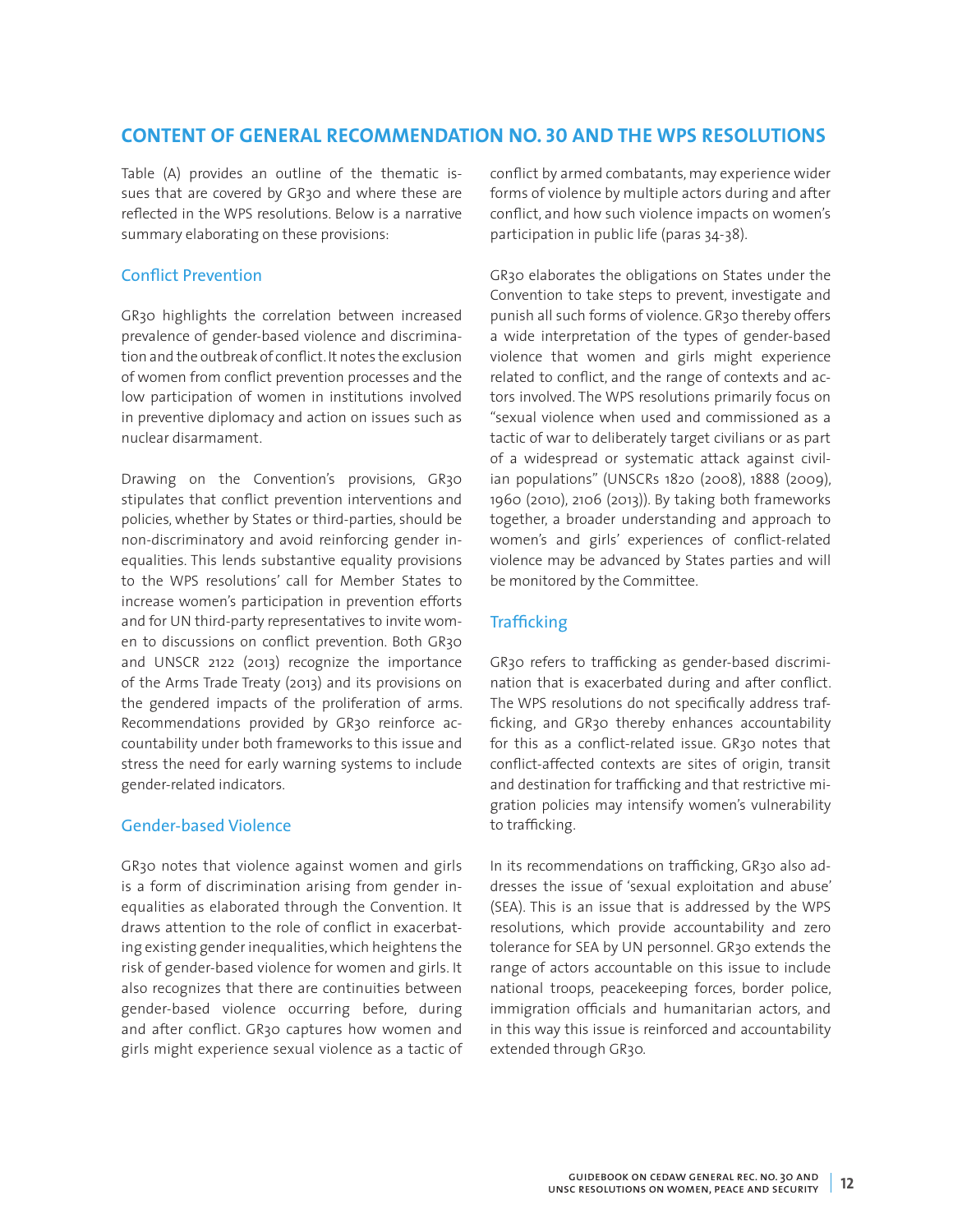## CONTENT OF GENERAL RECOMMENDATION NO. 30 AND THE WPS RESOLUTIONS

Table (A) provides an outline of the thematic issues that are covered by GR30 and where these are reflected in the WPS resolutions. Below is a narrative summary elaborating on these provisions:

### Conflict Prevention

GR30 highlights the correlation between increased prevalence of gender-based violence and discrimination and the outbreak of conflict. It notes the exclusion of women from conflict prevention processes and the low participation of women in institutions involved in preventive diplomacy and action on issues such as nuclear disarmament.

Drawing on the Convention's provisions, GR30 stipulates that conflict prevention interventions and policies, whether by States or third-parties, should be non-discriminatory and avoid reinforcing gender inequalities. This lends substantive equality provisions to the WPS resolutions' call for Member States to increase women's participation in prevention efforts and for UN third-party representatives to invite women to discussions on conflict prevention. Both GR30 and UNSCR 2122 (2013) recognize the importance of the Arms Trade Treaty (2013) and its provisions on the gendered impacts of the proliferation of arms. Recommendations provided by GR30 reinforce accountability under both frameworks to this issue and stress the need for early warning systems to include gender-related indicators.

### Gender-based Violence

GR30 notes that violence against women and girls is a form of discrimination arising from gender inequalities as elaborated through the Convention. It draws attention to the role of conflict in exacerbating existing gender inequalities, which heightens the risk of gender-based violence for women and girls. It also recognizes that there are continuities between gender-based violence occurring before, during and after conflict. GR30 captures how women and girls might experience sexual violence as a tactic of conflict by armed combatants, may experience wider forms of violence by multiple actors during and after conflict, and how such violence impacts on women's participation in public life (paras 34-38).

GR30 elaborates the obligations on States under the Convention to take steps to prevent, investigate and punish all such forms of violence. GR30 thereby offers a wide interpretation of the types of gender-based violence that women and girls might experience related to conflict, and the range of contexts and actors involved. The WPS resolutions primarily focus on "sexual violence when used and commissioned as a tactic of war to deliberately target civilians or as part of a widespread or systematic attack against civilian populations" (UNSCRs 1820 (2008), 1888 (2009), 1960 (2010), 2106 (2013)). By taking both frameworks together, a broader understanding and approach to women's and girls' experiences of conflict-related violence may be advanced by States parties and will be monitored by the Committee.

### Trafficking

GR30 refers to trafficking as gender-based discrimination that is exacerbated during and after conflict. The WPS resolutions do not specifically address trafficking, and GR30 thereby enhances accountability for this as a conflict-related issue. GR30 notes that conflict-affected contexts are sites of origin, transit and destination for trafficking and that restrictive migration policies may intensify women's vulnerability to trafficking.

In its recommendations on trafficking, GR30 also addresses the issue of 'sexual exploitation and abuse' (SEA). This is an issue that is addressed by the WPS resolutions, which provide accountability and zero tolerance for SEA by UN personnel. GR30 extends the range of actors accountable on this issue to include national troops, peacekeeping forces, border police, immigration officials and humanitarian actors, and in this way this issue is reinforced and accountability extended through GR30.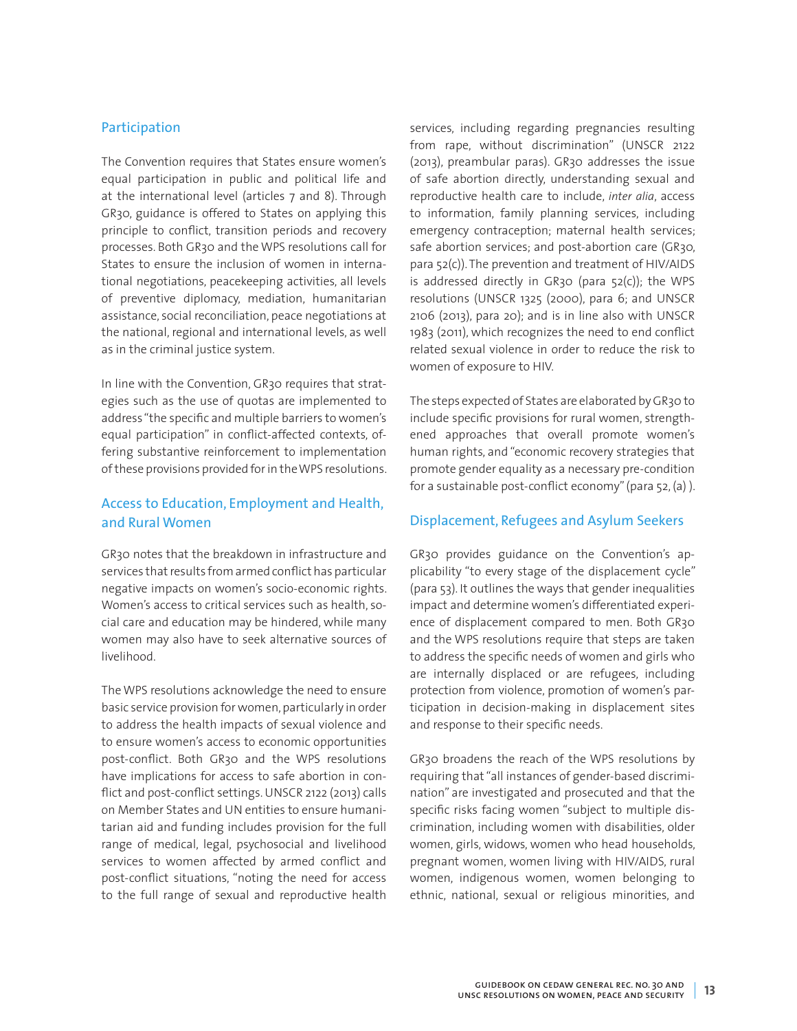## Participation

The Convention requires that States ensure women's equal participation in public and political life and at the international level (articles 7 and 8). Through GR30, guidance is offered to States on applying this principle to conflict, transition periods and recovery processes. Both GR30 and the WPS resolutions call for States to ensure the inclusion of women in international negotiations, peacekeeping activities, all levels of preventive diplomacy, mediation, humanitarian assistance, social reconciliation, peace negotiations at the national, regional and international levels, as well as in the criminal justice system.

In line with the Convention, GR30 requires that strategies such as the use of quotas are implemented to address "the specific and multiple barriers to women's equal participation" in conflict-affected contexts, offering substantive reinforcement to implementation of these provisions provided for in the WPS resolutions.

## Access to Education, Employment and Health, and Rural Women

GR30 notes that the breakdown in infrastructure and services that results from armed conflict has particular negative impacts on women's socio-economic rights. Women's access to critical services such as health, social care and education may be hindered, while many women may also have to seek alternative sources of livelihood.

The WPS resolutions acknowledge the need to ensure basic service provision for women, particularly in order to address the health impacts of sexual violence and to ensure women's access to economic opportunities post-conflict. Both GR30 and the WPS resolutions have implications for access to safe abortion in conflict and post-conflict settings. UNSCR 2122 (2013) calls on Member States and UN entities to ensure humanitarian aid and funding includes provision for the full range of medical, legal, psychosocial and livelihood services to women affected by armed conflict and post-conflict situations, "noting the need for access to the full range of sexual and reproductive health services, including regarding pregnancies resulting from rape, without discrimination" (UNSCR 2122 (2013), preambular paras). GR30 addresses the issue of safe abortion directly, understanding sexual and reproductive health care to include, *inter alia*, access to information, family planning services, including emergency contraception; maternal health services; safe abortion services; and post-abortion care (GR30, para 52(c)). The prevention and treatment of HIV/AIDS is addressed directly in GR30 (para 52(c)); the WPS resolutions (UNSCR 1325 (2000), para 6; and UNSCR 2106 (2013), para 20); and is in line also with UNSCR 1983 (2011), which recognizes the need to end conflict related sexual violence in order to reduce the risk to women of exposure to HIV.

The steps expected of States are elaborated by GR30 to include specific provisions for rural women, strengthened approaches that overall promote women's human rights, and "economic recovery strategies that promote gender equality as a necessary pre-condition for a sustainable post-conflict economy" (para 52, (a) ).

## Displacement, Refugees and Asylum Seekers

GR30 provides guidance on the Convention's applicability "to every stage of the displacement cycle" (para 53). It outlines the ways that gender inequalities impact and determine women's differentiated experience of displacement compared to men. Both GR30 and the WPS resolutions require that steps are taken to address the specific needs of women and girls who are internally displaced or are refugees, including protection from violence, promotion of women's participation in decision-making in displacement sites and response to their specific needs.

GR30 broadens the reach of the WPS resolutions by requiring that "all instances of gender-based discrimination" are investigated and prosecuted and that the specific risks facing women "subject to multiple discrimination, including women with disabilities, older women, girls, widows, women who head households, pregnant women, women living with HIV/AIDS, rural women, indigenous women, women belonging to ethnic, national, sexual or religious minorities, and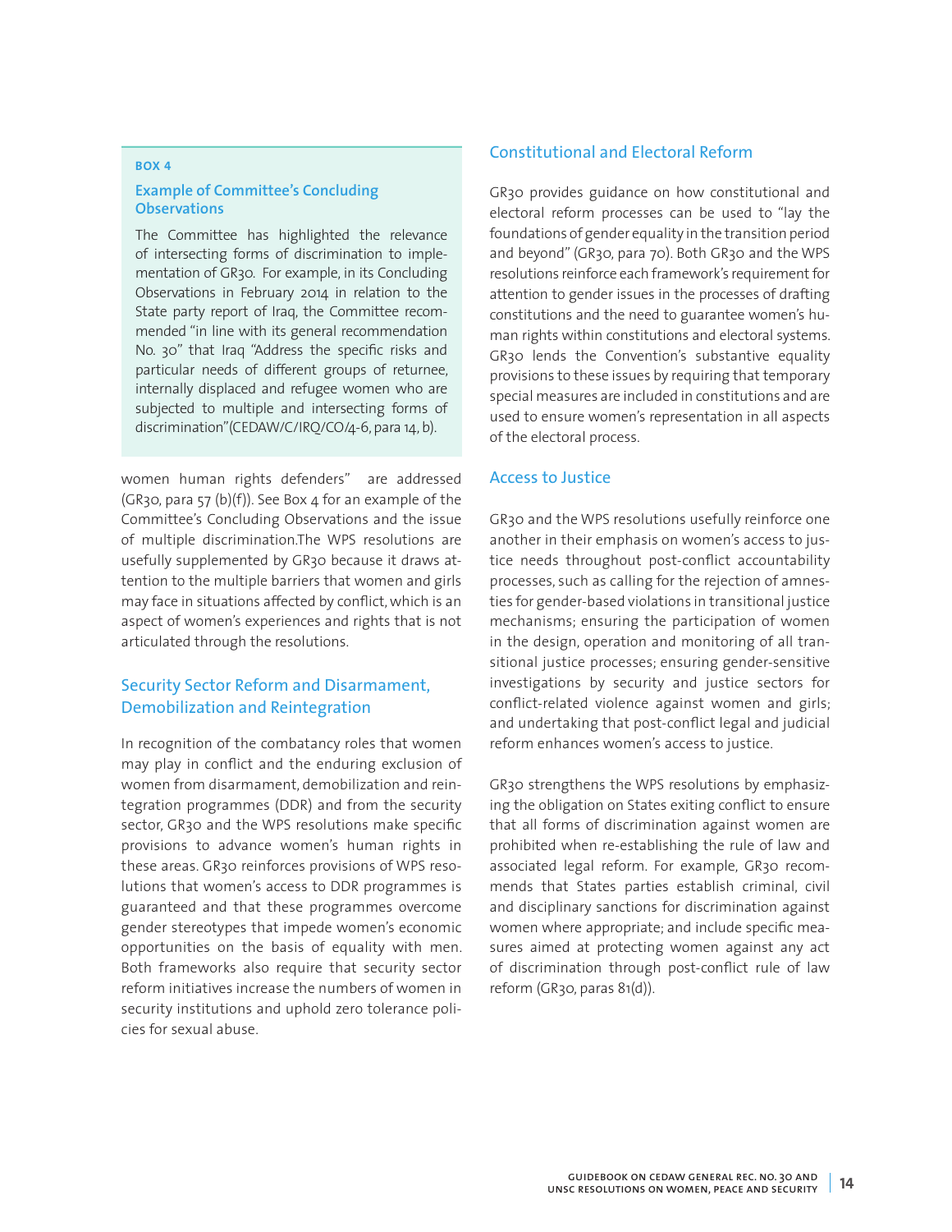**BOX 4**

**Example of Committee's Concluding Observations**

The Committee has highlighted the relevance of intersecting forms of discrimination to implementation of GR30. For example, in its Concluding Observations in February 2014 in relation to the State party report of Iraq, the Committee recommended "in line with its general recommendation No. 30" that Iraq "Address the specific risks and particular needs of different groups of returnee, internally displaced and refugee women who are subjected to multiple and intersecting forms of discrimination"(CEDAW/C/IRQ/CO/4-6, para 14, b).

women human rights defenders" are addressed (GR30, para 57 (b)(f)). See Box 4 for an example of the Committee's Concluding Observations and the issue of multiple discrimination.The WPS resolutions are usefully supplemented by GR30 because it draws attention to the multiple barriers that women and girls may face in situations affected by conflict, which is an aspect of women's experiences and rights that is not articulated through the resolutions.

## Security Sector Reform and Disarmament, Demobilization and Reintegration

In recognition of the combatancy roles that women may play in conflict and the enduring exclusion of women from disarmament, demobilization and reintegration programmes (DDR) and from the security sector, GR30 and the WPS resolutions make specific provisions to advance women's human rights in these areas. GR30 reinforces provisions of WPS resolutions that women's access to DDR programmes is guaranteed and that these programmes overcome gender stereotypes that impede women's economic opportunities on the basis of equality with men. Both frameworks also require that security sector reform initiatives increase the numbers of women in security institutions and uphold zero tolerance policies for sexual abuse.

## Constitutional and Electoral Reform

GR30 provides guidance on how constitutional and electoral reform processes can be used to "lay the foundations of gender equality in the transition period and beyond" (GR30, para 70). Both GR30 and the WPS resolutions reinforce each framework's requirement for attention to gender issues in the processes of drafting constitutions and the need to guarantee women's human rights within constitutions and electoral systems. GR30 lends the Convention's substantive equality provisions to these issues by requiring that temporary special measures are included in constitutions and are used to ensure women's representation in all aspects of the electoral process.

## Access to Justice

GR30 and the WPS resolutions usefully reinforce one another in their emphasis on women's access to justice needs throughout post-conflict accountability processes, such as calling for the rejection of amnesties for gender-based violations in transitional justice mechanisms; ensuring the participation of women in the design, operation and monitoring of all transitional justice processes; ensuring gender-sensitive investigations by security and justice sectors for conflict-related violence against women and girls; and undertaking that post-conflict legal and judicial reform enhances women's access to justice.

GR30 strengthens the WPS resolutions by emphasizing the obligation on States exiting conflict to ensure that all forms of discrimination against women are prohibited when re-establishing the rule of law and associated legal reform. For example, GR30 recommends that States parties establish criminal, civil and disciplinary sanctions for discrimination against women where appropriate; and include specific measures aimed at protecting women against any act of discrimination through post-conflict rule of law reform (GR30, paras 81(d)).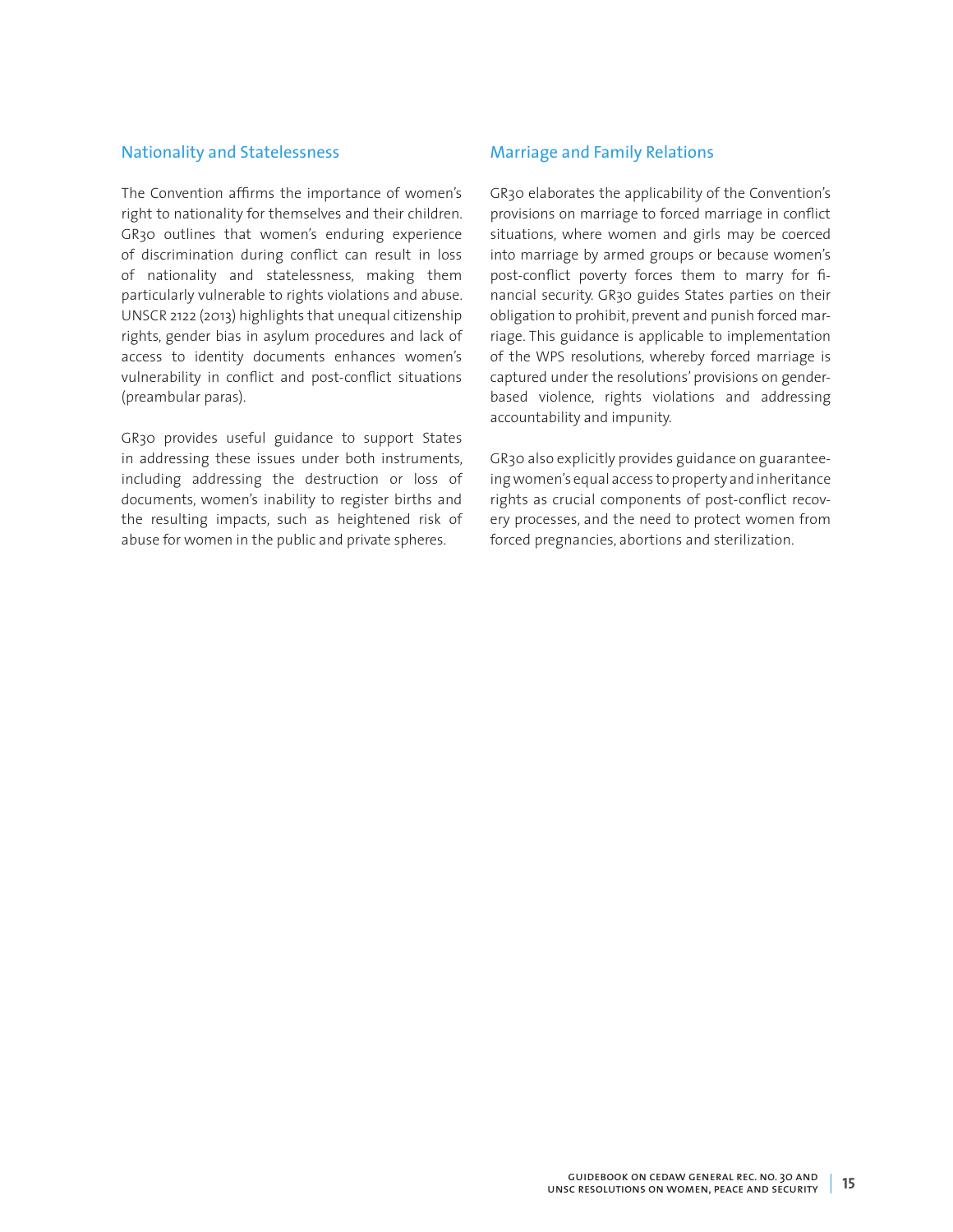### Nationality and Statelessness

The Convention affirms the importance of women's right to nationality for themselves and their children. GR30 outlines that women's enduring experience of discrimination during conflict can result in loss of nationality and statelessness, making them particularly vulnerable to rights violations and abuse. UNSCR 2122 (2013) highlights that unequal citizenship rights, gender bias in asylum procedures and lack of access to identity documents enhances women's vulnerability in conflict and post-conflict situations (preambular paras).

GR30 provides useful guidance to support States in addressing these issues under both instruments, including addressing the destruction or loss of documents, women's inability to register births and the resulting impacts, such as heightened risk of abuse for women in the public and private spheres.

### Marriage and Family Relations

GR30 elaborates the applicability of the Convention's provisions on marriage to forced marriage in conflict situations, where women and girls may be coerced into marriage by armed groups or because women's post-conflict poverty forces them to marry for financial security. GR30 guides States parties on their obligation to prohibit, prevent and punish forced marriage. This guidance is applicable to implementation of the WPS resolutions, whereby forced marriage is captured under the resolutions' provisions on gender-based violence, rights violations and addressing accountability and impunity.

GR30 also explicitly provides guidance on guaranteeing women's equal access to property and inheritance rights as crucial components of post-conflict recovery processes, and the need to protect women from forced pregnancies, abortions and sterilization.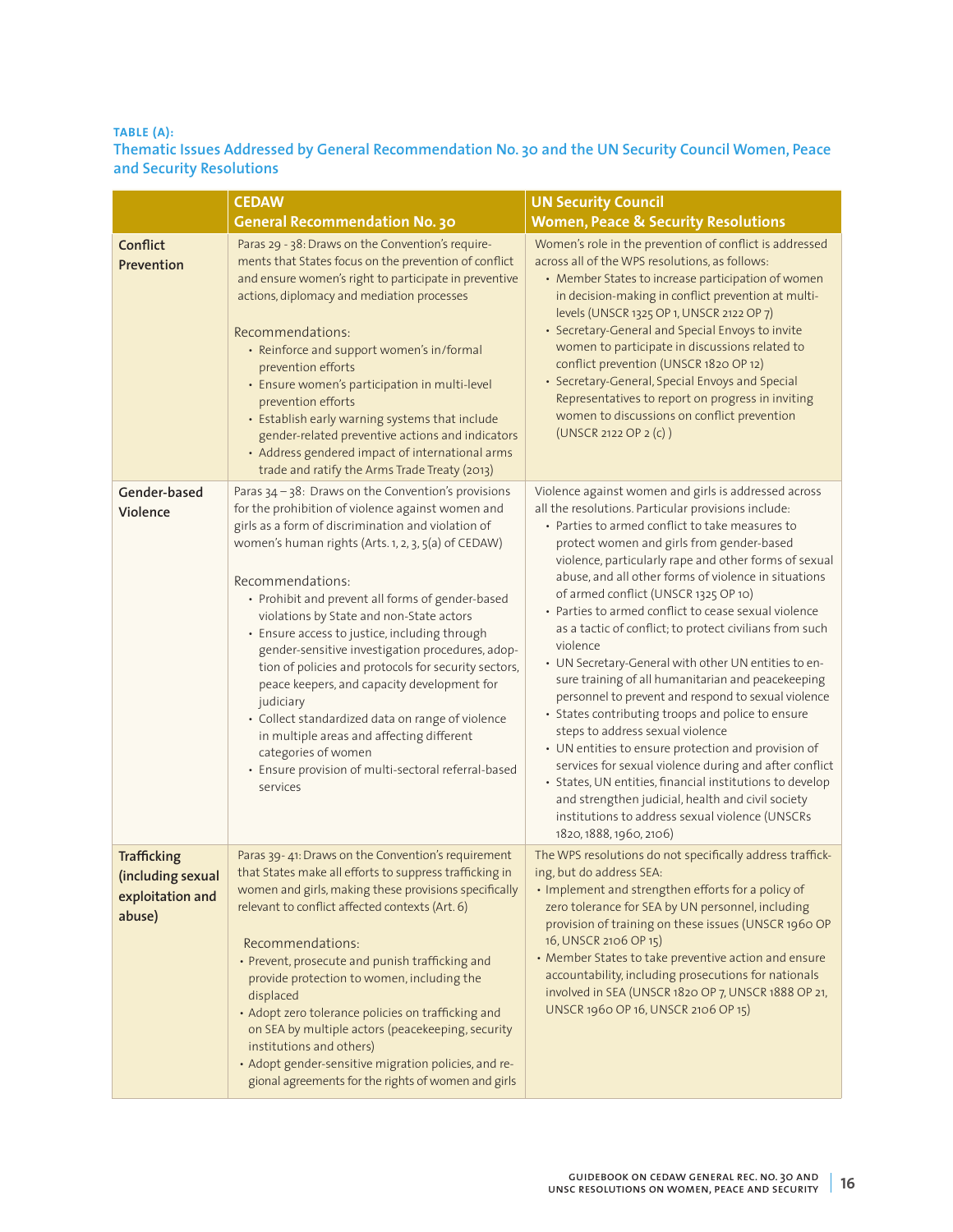**TABLE (A):**

**Thematic Issues Addressed by General Recommendation No. 30 and the UN Security Council Women, Peace and Security Resolutions**

| | CEDAW General Recommendation No. 30 | UN Security Council Women, Peace & Security Resolutions |
|---|---|---|
| **Conflict Prevention** | Paras 29 - 38: Draws on the Convention's requirements that States focus on the prevention of conflict and ensure women's right to participate in preventive actions, diplomacy and mediation processes<br><br>Recommendations:<br>• Reinforce and support women's in/formal prevention efforts<br>• Ensure women's participation in multi-level prevention efforts<br>• Establish early warning systems that include gender-related preventive actions and indicators<br>• Address gendered impact of international arms trade and ratify the Arms Trade Treaty (2013) | Women's role in the prevention of conflict is addressed across all of the WPS resolutions, as follows:<br>• Member States to increase participation of women in decision-making in conflict prevention at multi-levels (UNSCR 1325 OP 1, UNSCR 2122 OP 7)<br>• Secretary-General and Special Envoys to invite women to participate in discussions related to conflict prevention (UNSCR 1820 OP 12)<br>• Secretary-General, Special Envoys and Special Representatives to report on progress in inviting women to discussions on conflict prevention (UNSCR 2122 OP 2 (c) ) |
| **Gender-based Violence** | Paras 34 – 38: Draws on the Convention's provisions for the prohibition of violence against women and girls as a form of discrimination and violation of women's human rights (Arts. 1, 2, 3, 5(a) of CEDAW)<br><br>Recommendations:<br>• Prohibit and prevent all forms of gender-based violations by State and non-State actors<br>• Ensure access to justice, including through gender-sensitive investigation procedures, adoption of policies and protocols for security sectors, peace keepers, and capacity development for judiciary<br>• Collect standardized data on range of violence in multiple areas and affecting different categories of women<br>• Ensure provision of multi-sectoral referral-based services | Violence against women and girls is addressed across all the resolutions. Particular provisions include:<br>• Parties to armed conflict to take measures to protect women and girls from gender-based violence, particularly rape and other forms of sexual abuse, and all other forms of violence in situations of armed conflict (UNSCR 1325 OP 10)<br>• Parties to armed conflict to cease sexual violence as a tactic of conflict; to protect civilians from such violence<br>• UN Secretary-General with other UN entities to ensure training of all humanitarian and peacekeeping personnel to prevent and respond to sexual violence<br>• States contributing troops and police to ensure steps to address sexual violence<br>• UN entities to ensure protection and provision of services for sexual violence during and after conflict<br>• States, UN entities, financial institutions to develop and strengthen judicial, health and civil society institutions to address sexual violence (UNSCRs 1820, 1888, 1960, 2106) |
| **Trafficking (including sexual exploitation and abuse)** | Paras 39 - 41: Draws on the Convention's requirement that States make all efforts to suppress trafficking in women and girls, making these provisions specifically relevant to conflict affected contexts (Art. 6)<br><br>Recommendations:<br>• Prevent, prosecute and punish trafficking and provide protection to women, including the displaced<br>• Adopt zero tolerance policies on trafficking and on SEA by multiple actors (peacekeeping, security institutions and others)<br>• Adopt gender-sensitive migration policies, and regional agreements for the rights of women and girls | The WPS resolutions do not specifically address trafficking, but do address SEA:<br>• Implement and strengthen efforts for a policy of zero tolerance for SEA by UN personnel, including provision of training on these issues (UNSCR 1960 OP 16, UNSCR 2106 OP 15)<br>• Member States to take preventive action and ensure accountability, including prosecutions for nationals involved in SEA (UNSCR 1820 OP 7, UNSCR 1888 OP 21, UNSCR 1960 OP 16, UNSCR 2106 OP 15) |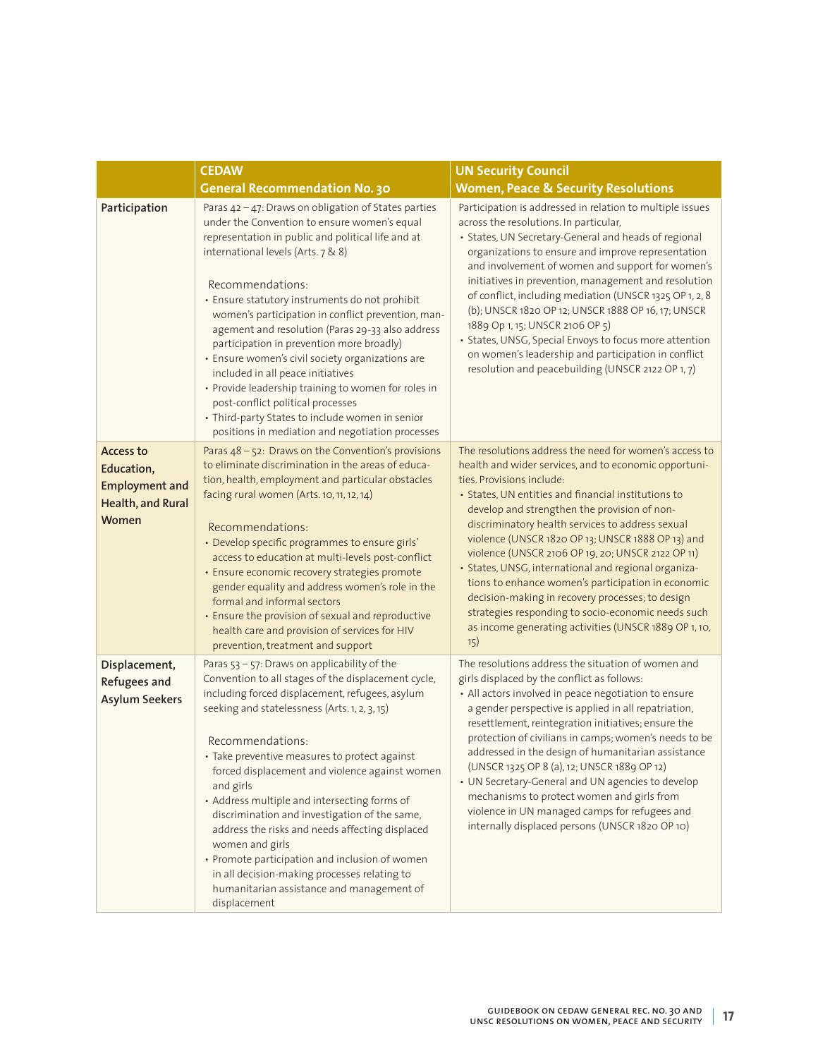| | CEDAW<br>General Recommendation No. 30 | UN Security Council<br>Women, Peace & Security Resolutions |
|---|---|---|
| **Participation** | Paras 42 – 47: Draws on obligation of States parties under the Convention to ensure women's equal representation in public and political life and at international levels (Arts. 7 & 8)<br><br>Recommendations:<br>• Ensure statutory instruments do not prohibit women's participation in conflict prevention, management and resolution (Paras 29-33 also address participation in prevention more broadly)<br>• Ensure women's civil society organizations are included in all peace initiatives<br>• Provide leadership training to women for roles in post-conflict political processes<br>• Third-party States to include women in senior positions in mediation and negotiation processes | Participation is addressed in relation to multiple issues across the resolutions. In particular,<br>• States, UN Secretary-General and heads of regional organizations to ensure and improve representation and involvement of women and support for women's initiatives in prevention, management and resolution of conflict, including mediation (UNSCR 1325 OP 1, 2, 8 (b); UNSCR 1820 OP 12; UNSCR 1888 OP 16, 17; UNSCR 1889 Op 1, 15; UNSCR 2106 OP 5)<br>• States, UNSG, Special Envoys to focus more attention on women's leadership and participation in conflict resolution and peacebuilding (UNSCR 2122 OP 1, 7) |
| **Access to Education, Employment and Health, and Rural Women** | Paras 48 – 52: Draws on the Convention's provisions to eliminate discrimination in the areas of education, health, employment and particular obstacles facing rural women (Arts. 10, 11, 12, 14)<br><br>Recommendations:<br>• Develop specific programmes to ensure girls' access to education at multi-levels post-conflict<br>• Ensure economic recovery strategies promote gender equality and address women's role in the formal and informal sectors<br>• Ensure the provision of sexual and reproductive health care and provision of services for HIV prevention, treatment and support | The resolutions address the need for women's access to health and wider services, and to economic opportunities. Provisions include:<br>• States, UN entities and financial institutions to develop and strengthen the provision of non-discriminatory health services to address sexual violence (UNSCR 1820 OP 13; UNSCR 1888 OP 13) and violence (UNSCR 2106 OP 19, 20; UNSCR 2122 OP 11)<br>• States, UNSG, international and regional organizations to enhance women's participation in economic decision-making in recovery processes; to design strategies responding to socio-economic needs such as income generating activities (UNSCR 1889 OP 1, 10, 15) |
| **Displacement, Refugees and Asylum Seekers** | Paras 53 – 57: Draws on applicability of the Convention to all stages of the displacement cycle, including forced displacement, refugees, asylum seeking and statelessness (Arts. 1, 2, 3, 15)<br><br>Recommendations:<br>• Take preventive measures to protect against forced displacement and violence against women and girls<br>• Address multiple and intersecting forms of discrimination and investigation of the same, address the risks and needs affecting displaced women and girls<br>• Promote participation and inclusion of women in all decision-making processes relating to humanitarian assistance and management of displacement | The resolutions address the situation of women and girls displaced by the conflict as follows:<br>• All actors involved in peace negotiation to ensure a gender perspective is applied in all repatriation, resettlement, reintegration initiatives; ensure the protection of civilians in camps; women's needs to be addressed in the design of humanitarian assistance (UNSCR 1325 OP 8 (a), 12; UNSCR 1889 OP 12)<br>• UN Secretary-General and UN agencies to develop mechanisms to protect women and girls from violence in UN managed camps for refugees and internally displaced persons (UNSCR 1820 OP 10) |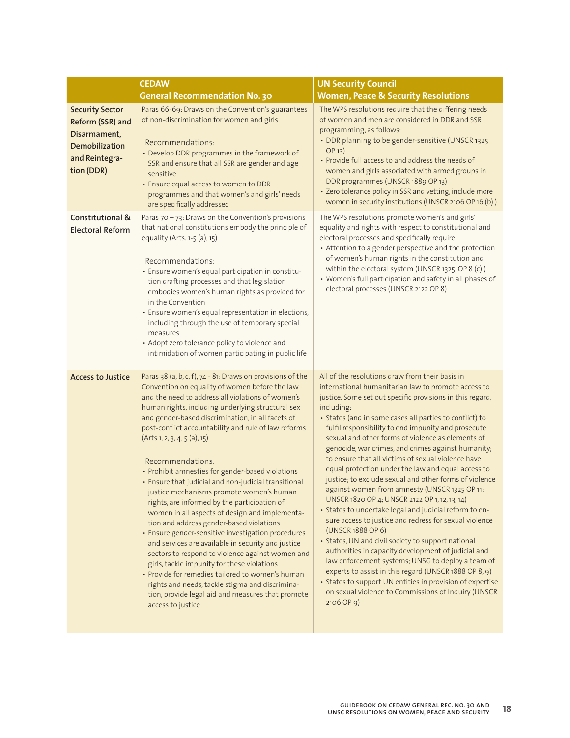| | CEDAW General Recommendation No. 30 | UN Security Council Women, Peace & Security Resolutions |
|---|---|---|
| **Security Sector Reform (SSR) and Disarmament, Demobilization and Reintegration (DDR)** | Paras 66-69: Draws on the Convention's guarantees of non-discrimination for women and girls<br><br>Recommendations:<br>• Develop DDR programmes in the framework of SSR and ensure that all SSR are gender and age sensitive<br>• Ensure equal access to women to DDR programmes and that women's and girls' needs are specifically addressed | The WPS resolutions require that the differing needs of women and men are considered in DDR and SSR programming, as follows:<br>• DDR planning to be gender-sensitive (UNSCR 1325 OP 13)<br>• Provide full access to and address the needs of women and girls associated with armed groups in DDR programmes (UNSCR 1889 OP 13)<br>• Zero tolerance policy in SSR and vetting, include more women in security institutions (UNSCR 2106 OP 16 (b) ) |
| **Constitutional & Electoral Reform** | Paras 70 – 73: Draws on the Convention's provisions that national constitutions embody the principle of equality (Arts. 1-5 (a), 15)<br><br>Recommendations:<br>• Ensure women's equal participation in constitution drafting processes and that legislation embodies women's human rights as provided for in the Convention<br>• Ensure women's equal representation in elections, including through the use of temporary special measures<br>• Adopt zero tolerance policy to violence and intimidation of women participating in public life | The WPS resolutions promote women's and girls' equality and rights with respect to constitutional and electoral processes and specifically require:<br>• Attention to a gender perspective and the protection of women's human rights in the constitution and within the electoral system (UNSCR 1325, OP 8 (c) )<br>• Women's full participation and safety in all phases of electoral processes (UNSCR 2122 OP 8) |
| **Access to Justice** | Paras 38 (a, b, c, f), 74 - 81: Draws on provisions of the Convention on equality of women before the law and the need to address all violations of women's human rights, including underlying structural sex and gender-based discrimination, in all facets of post-conflict accountability and rule of law reforms (Arts 1, 2, 3, 4, 5 (a), 15)<br><br>Recommendations:<br>• Prohibit amnesties for gender-based violations<br>• Ensure that judicial and non-judicial transitional justice mechanisms promote women's human rights, are informed by the participation of women in all aspects of design and implementation and address gender-based violations<br>• Ensure gender-sensitive investigation procedures and services are available in security and justice sectors to respond to violence against women and girls, tackle impunity for these violations<br>• Provide for remedies tailored to women's human rights and needs, tackle stigma and discrimination, provide legal aid and measures that promote access to justice | All of the resolutions draw from their basis in international humanitarian law to promote access to justice. Some set out specific provisions in this regard, including:<br>• States (and in some cases all parties to conflict) to fulfil responsibility to end impunity and prosecute sexual and other forms of violence as elements of genocide, war crimes, and crimes against humanity; to ensure that all victims of sexual violence have equal protection under the law and equal access to justice; to exclude sexual and other forms of violence against women from amnesty (UNSCR 1325 OP 11; UNSCR 1820 OP 4; UNSCR 2122 OP 1, 12, 13, 14)<br>• States to undertake legal and judicial reform to ensure access to justice and redress for sexual violence (UNSCR 1888 OP 6)<br>• States, UN and civil society to support national authorities in capacity development of judicial and law enforcement systems; UNSG to deploy a team of experts to assist in this regard (UNSCR 1888 OP 8, 9)<br>• States to support UN entities in provision of expertise on sexual violence to Commissions of Inquiry (UNSCR 2106 OP 9) |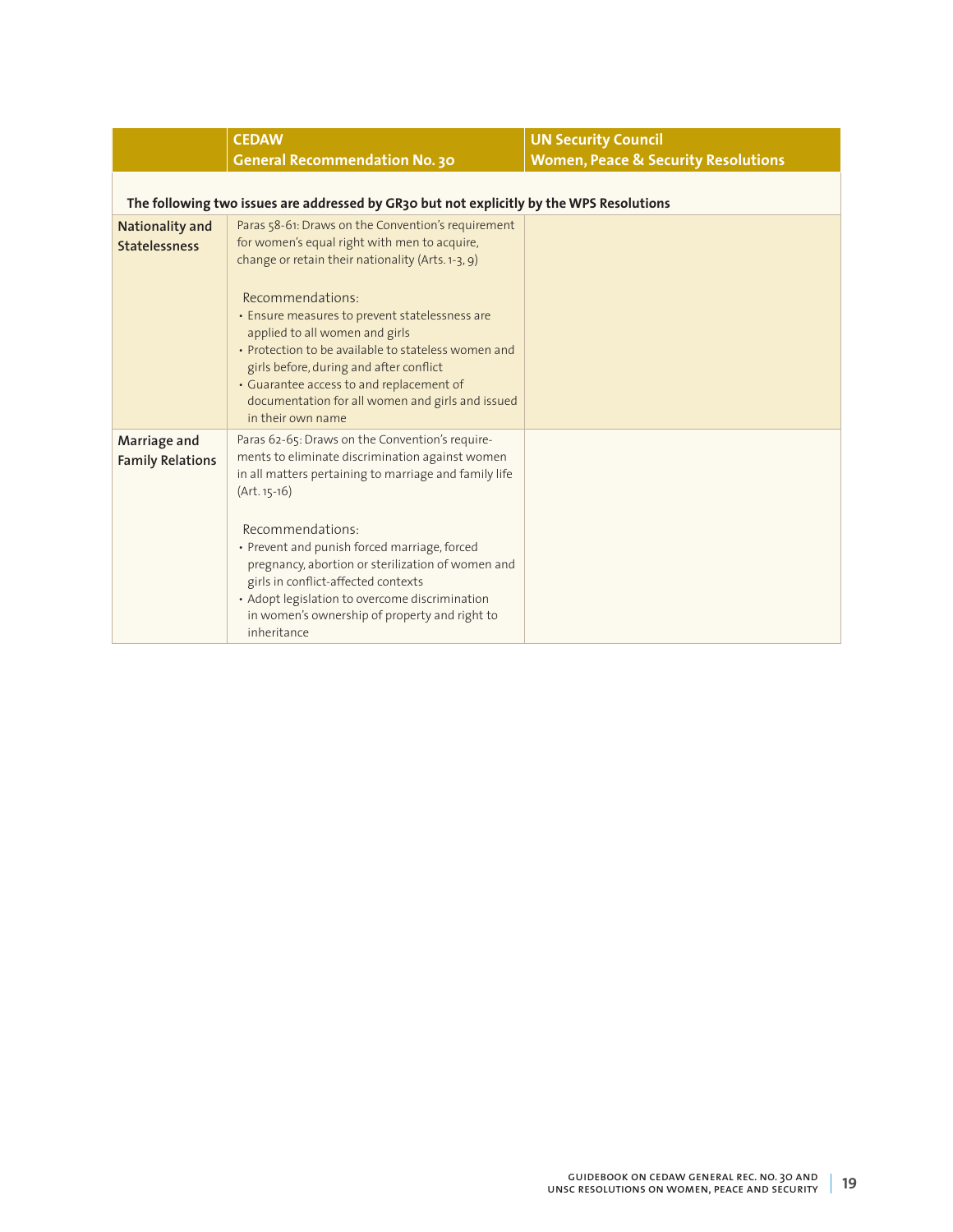| | CEDAW General Recommendation No. 30 | UN Security Council Women, Peace & Security Resolutions |
|---|---|---|
| **The following two issues are addressed by GR30 but not explicitly by the WPS Resolutions** | | |
| **Nationality and Statelessness** | Paras 58-61: Draws on the Convention's requirement for women's equal right with men to acquire, change or retain their nationality (Arts. 1-3, 9)<br><br>Recommendations:<br>• Ensure measures to prevent statelessness are applied to all women and girls<br>• Protection to be available to stateless women and girls before, during and after conflict<br>• Guarantee access to and replacement of documentation for all women and girls and issued in their own name | |
| **Marriage and Family Relations** | Paras 62-65: Draws on the Convention's requirements to eliminate discrimination against women in all matters pertaining to marriage and family life (Art. 15-16)<br><br>Recommendations:<br>• Prevent and punish forced marriage, forced pregnancy, abortion or sterilization of women and girls in conflict-affected contexts<br>• Adopt legislation to overcome discrimination in women's ownership of property and right to inheritance | |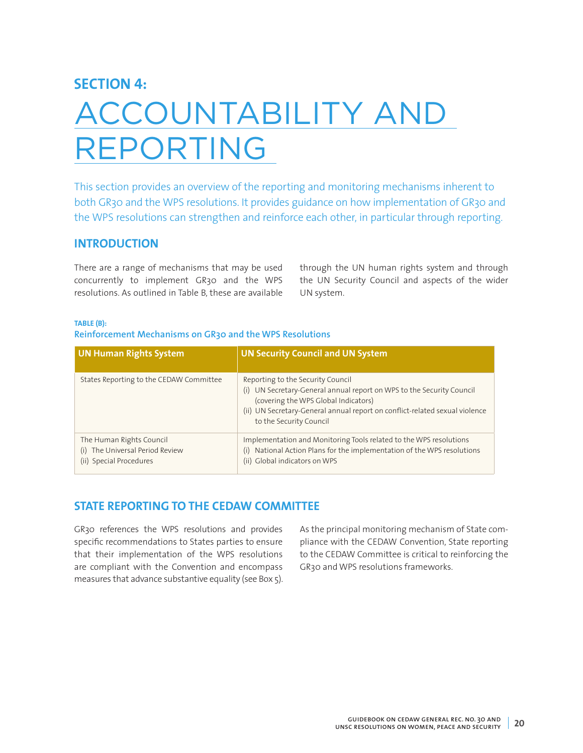# SECTION 4: ACCOUNTABILITY AND REPORTING

This section provides an overview of the reporting and monitoring mechanisms inherent to both GR30 and the WPS resolutions. It provides guidance on how implementation of GR30 and the WPS resolutions can strengthen and reinforce each other, in particular through reporting.

## INTRODUCTION

There are a range of mechanisms that may be used concurrently to implement GR30 and the WPS resolutions. As outlined in Table B, these are available through the UN human rights system and through the UN Security Council and aspects of the wider UN system.

**TABLE (B):**
**Reinforcement Mechanisms on GR30 and the WPS Resolutions**

| UN Human Rights System | UN Security Council and UN System |
|---|---|
| States Reporting to the CEDAW Committee | Reporting to the Security Council<br>(i) UN Secretary-General annual report on WPS to the Security Council (covering the WPS Global Indicators)<br>(ii) UN Secretary-General annual report on conflict-related sexual violence to the Security Council |
| The Human Rights Council<br>(i) The Universal Period Review<br>(ii) Special Procedures | Implementation and Monitoring Tools related to the WPS resolutions<br>(i) National Action Plans for the implementation of the WPS resolutions<br>(ii) Global indicators on WPS |

## STATE REPORTING TO THE CEDAW COMMITTEE

GR30 references the WPS resolutions and provides specific recommendations to States parties to ensure that their implementation of the WPS resolutions are compliant with the Convention and encompass measures that advance substantive equality (see Box 5).

As the principal monitoring mechanism of State compliance with the CEDAW Convention, State reporting to the CEDAW Committee is critical to reinforcing the GR30 and WPS resolutions frameworks.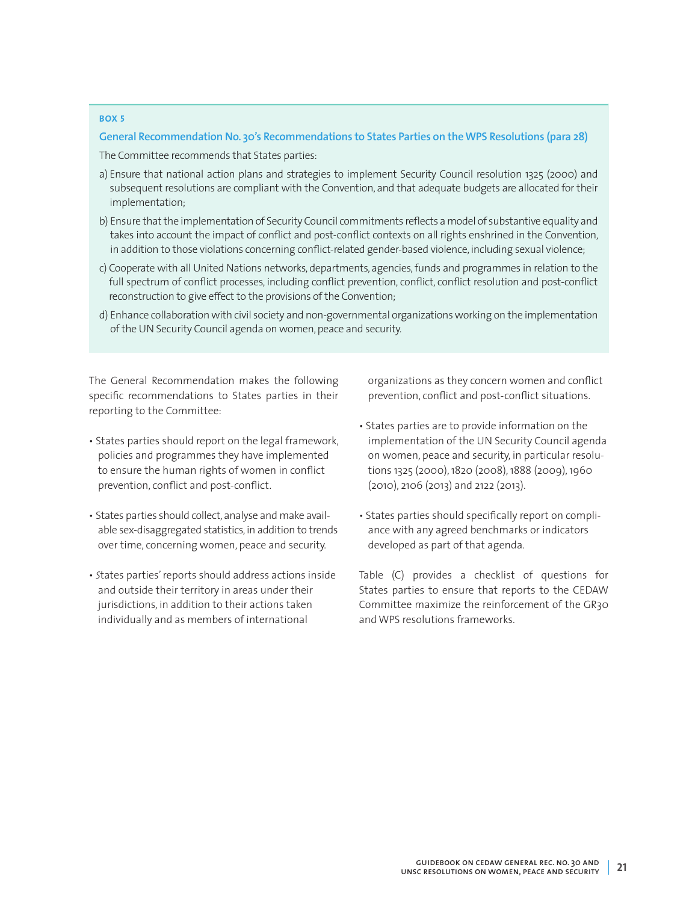**BOX 5**

**General Recommendation No. 30's Recommendations to States Parties on the WPS Resolutions (para 28)**

The Committee recommends that States parties:

a) Ensure that national action plans and strategies to implement Security Council resolution 1325 (2000) and subsequent resolutions are compliant with the Convention, and that adequate budgets are allocated for their implementation;

b) Ensure that the implementation of Security Council commitments reflects a model of substantive equality and takes into account the impact of conflict and post-conflict contexts on all rights enshrined in the Convention, in addition to those violations concerning conflict-related gender-based violence, including sexual violence;

c) Cooperate with all United Nations networks, departments, agencies, funds and programmes in relation to the full spectrum of conflict processes, including conflict prevention, conflict, conflict resolution and post-conflict reconstruction to give effect to the provisions of the Convention;

d) Enhance collaboration with civil society and non-governmental organizations working on the implementation of the UN Security Council agenda on women, peace and security.

The General Recommendation makes the following specific recommendations to States parties in their reporting to the Committee:

- States parties should report on the legal framework, policies and programmes they have implemented to ensure the human rights of women in conflict prevention, conflict and post-conflict.
- States parties should collect, analyse and make available sex-disaggregated statistics, in addition to trends over time, concerning women, peace and security.
- States parties' reports should address actions inside and outside their territory in areas under their jurisdictions, in addition to their actions taken individually and as members of international organizations as they concern women and conflict prevention, conflict and post-conflict situations.
- States parties are to provide information on the implementation of the UN Security Council agenda on women, peace and security, in particular resolutions 1325 (2000), 1820 (2008), 1888 (2009), 1960 (2010), 2106 (2013) and 2122 (2013).
- States parties should specifically report on compliance with any agreed benchmarks or indicators developed as part of that agenda.

Table (C) provides a checklist of questions for States parties to ensure that reports to the CEDAW Committee maximize the reinforcement of the GR30 and WPS resolutions frameworks.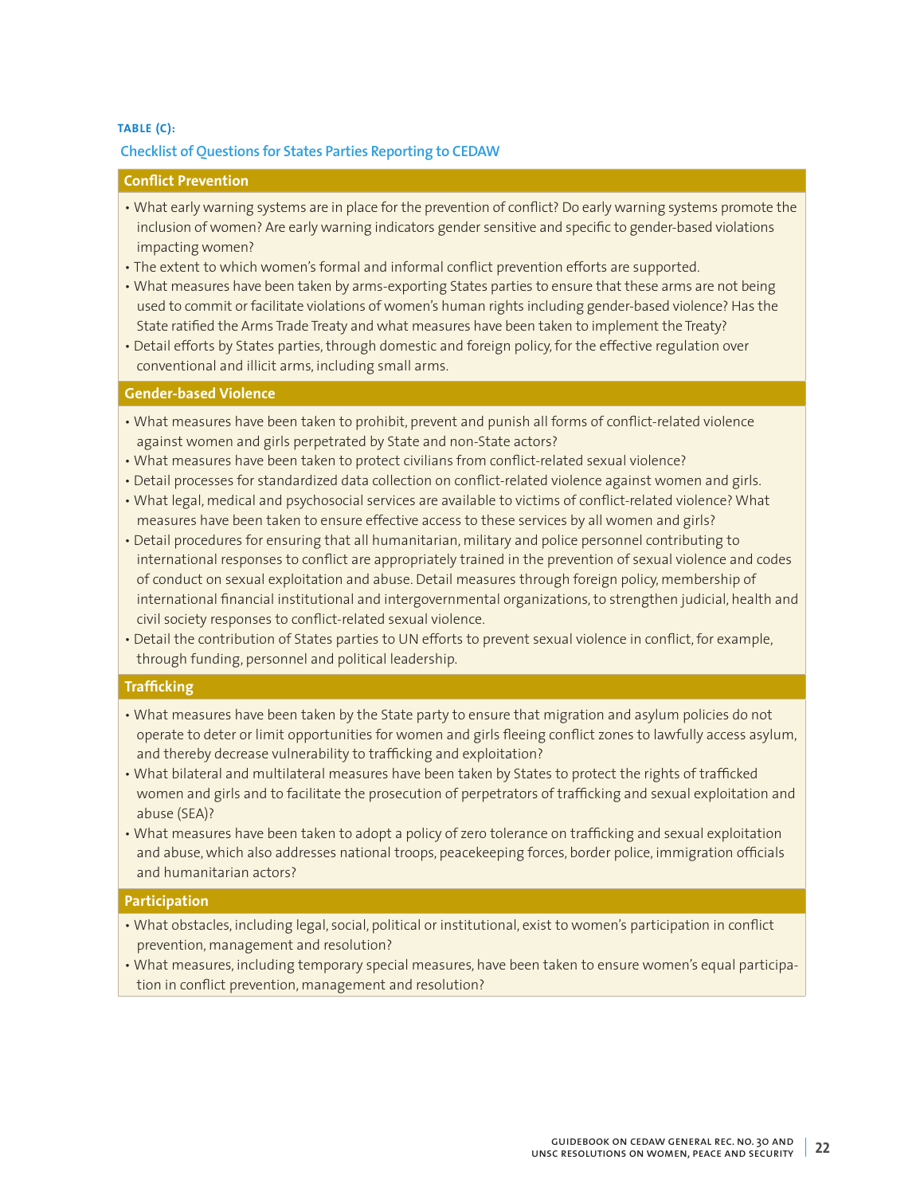**TABLE (C):**

### Checklist of Questions for States Parties Reporting to CEDAW

#### Conflict Prevention

- What early warning systems are in place for the prevention of conflict? Do early warning systems promote the inclusion of women? Are early warning indicators gender sensitive and specific to gender-based violations impacting women?
- The extent to which women's formal and informal conflict prevention efforts are supported.
- What measures have been taken by arms-exporting States parties to ensure that these arms are not being used to commit or facilitate violations of women's human rights including gender-based violence? Has the State ratified the Arms Trade Treaty and what measures have been taken to implement the Treaty?
- Detail efforts by States parties, through domestic and foreign policy, for the effective regulation over conventional and illicit arms, including small arms.

#### Gender-based Violence

- What measures have been taken to prohibit, prevent and punish all forms of conflict-related violence against women and girls perpetrated by State and non-State actors?
- What measures have been taken to protect civilians from conflict-related sexual violence?
- Detail processes for standardized data collection on conflict-related violence against women and girls.
- What legal, medical and psychosocial services are available to victims of conflict-related violence? What measures have been taken to ensure effective access to these services by all women and girls?
- Detail procedures for ensuring that all humanitarian, military and police personnel contributing to international responses to conflict are appropriately trained in the prevention of sexual violence and codes of conduct on sexual exploitation and abuse. Detail measures through foreign policy, membership of international financial institutional and intergovernmental organizations, to strengthen judicial, health and civil society responses to conflict-related sexual violence.
- Detail the contribution of States parties to UN efforts to prevent sexual violence in conflict, for example, through funding, personnel and political leadership.

#### Trafficking

- What measures have been taken by the State party to ensure that migration and asylum policies do not operate to deter or limit opportunities for women and girls fleeing conflict zones to lawfully access asylum, and thereby decrease vulnerability to trafficking and exploitation?
- What bilateral and multilateral measures have been taken by States to protect the rights of trafficked women and girls and to facilitate the prosecution of perpetrators of trafficking and sexual exploitation and abuse (SEA)?
- What measures have been taken to adopt a policy of zero tolerance on trafficking and sexual exploitation and abuse, which also addresses national troops, peacekeeping forces, border police, immigration officials and humanitarian actors?

#### Participation

- What obstacles, including legal, social, political or institutional, exist to women's participation in conflict prevention, management and resolution?
- What measures, including temporary special measures, have been taken to ensure women's equal participation in conflict prevention, management and resolution?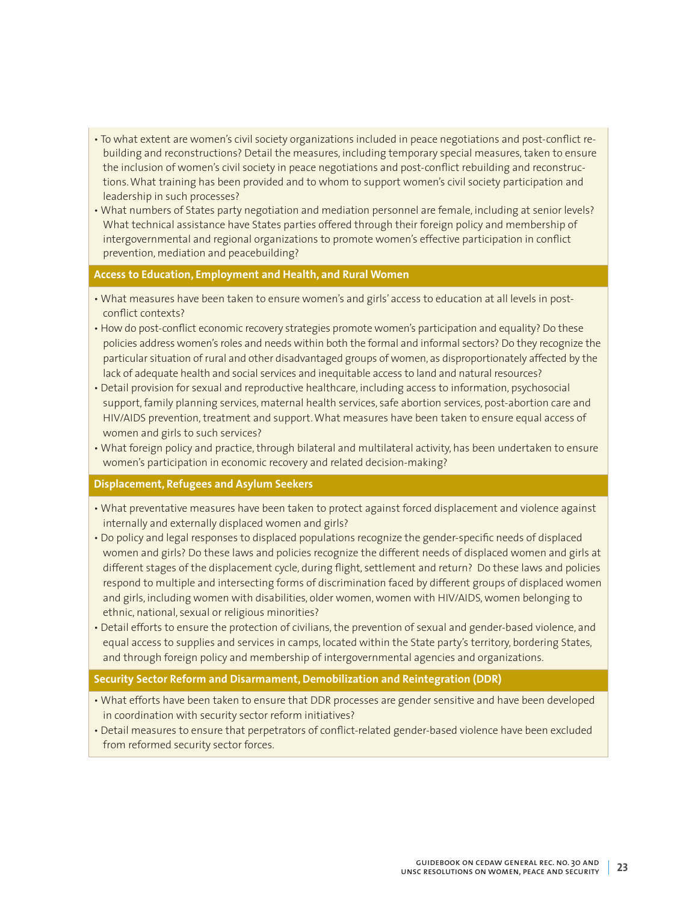- To what extent are women's civil society organizations included in peace negotiations and post-conflict rebuilding and reconstructions? Detail the measures, including temporary special measures, taken to ensure the inclusion of women's civil society in peace negotiations and post-conflict rebuilding and reconstructions. What training has been provided and to whom to support women's civil society participation and leadership in such processes?
- What numbers of States party negotiation and mediation personnel are female, including at senior levels? What technical assistance have States parties offered through their foreign policy and membership of intergovernmental and regional organizations to promote women's effective participation in conflict prevention, mediation and peacebuilding?

**Access to Education, Employment and Health, and Rural Women**

- What measures have been taken to ensure women's and girls' access to education at all levels in post-conflict contexts?
- How do post-conflict economic recovery strategies promote women's participation and equality? Do these policies address women's roles and needs within both the formal and informal sectors? Do they recognize the particular situation of rural and other disadvantaged groups of women, as disproportionately affected by the lack of adequate health and social services and inequitable access to land and natural resources?
- Detail provision for sexual and reproductive healthcare, including access to information, psychosocial support, family planning services, maternal health services, safe abortion services, post-abortion care and HIV/AIDS prevention, treatment and support. What measures have been taken to ensure equal access of women and girls to such services?
- What foreign policy and practice, through bilateral and multilateral activity, has been undertaken to ensure women's participation in economic recovery and related decision-making?

**Displacement, Refugees and Asylum Seekers**

- What preventative measures have been taken to protect against forced displacement and violence against internally and externally displaced women and girls?
- Do policy and legal responses to displaced populations recognize the gender-specific needs of displaced women and girls? Do these laws and policies recognize the different needs of displaced women and girls at different stages of the displacement cycle, during flight, settlement and return? Do these laws and policies respond to multiple and intersecting forms of discrimination faced by different groups of displaced women and girls, including women with disabilities, older women, women with HIV/AIDS, women belonging to ethnic, national, sexual or religious minorities?
- Detail efforts to ensure the protection of civilians, the prevention of sexual and gender-based violence, and equal access to supplies and services in camps, located within the State party's territory, bordering States, and through foreign policy and membership of intergovernmental agencies and organizations.

**Security Sector Reform and Disarmament, Demobilization and Reintegration (DDR)**

- What efforts have been taken to ensure that DDR processes are gender sensitive and have been developed in coordination with security sector reform initiatives?
- Detail measures to ensure that perpetrators of conflict-related gender-based violence have been excluded from reformed security sector forces.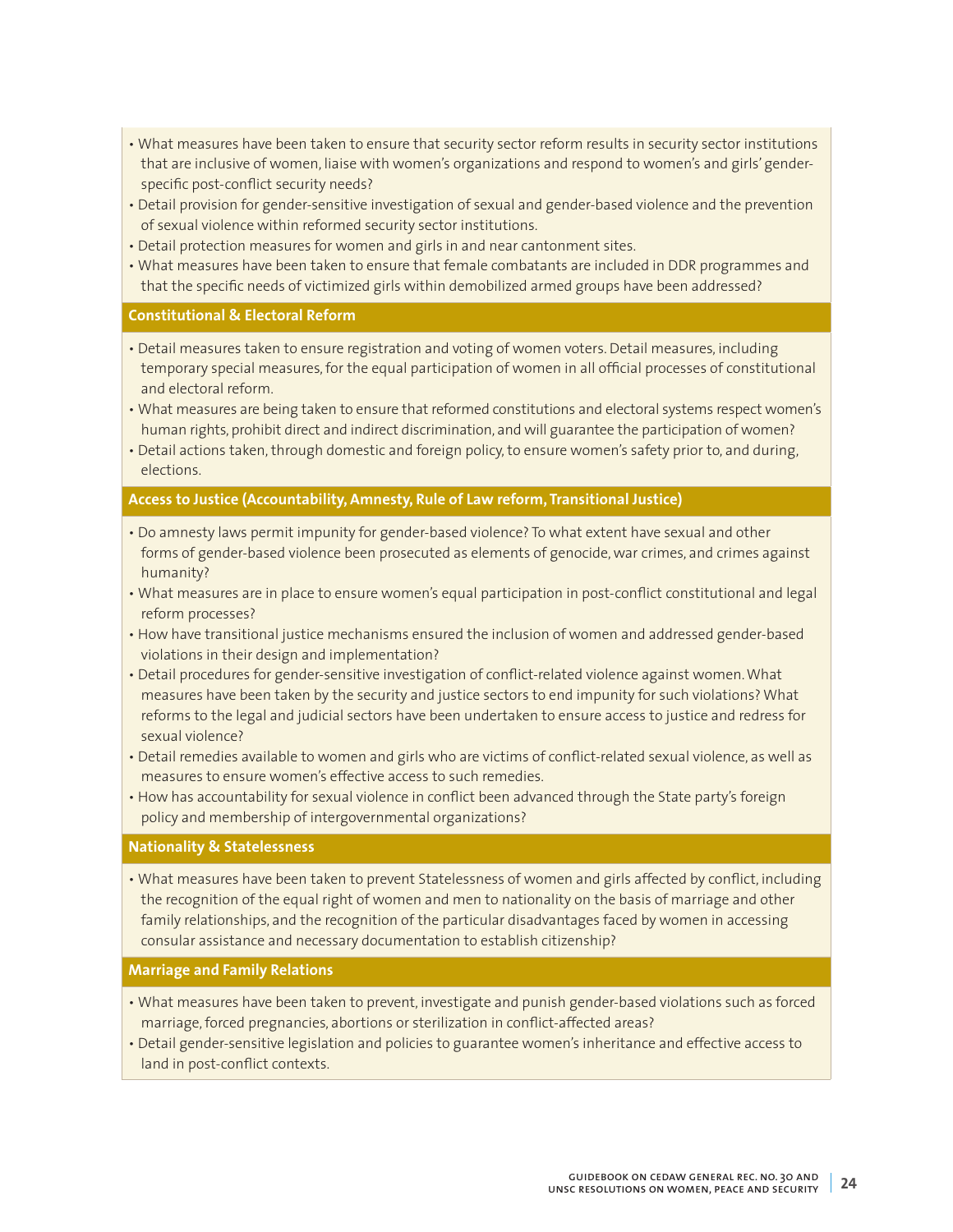- What measures have been taken to ensure that security sector reform results in security sector institutions that are inclusive of women, liaise with women's organizations and respond to women's and girls' gender-specific post-conflict security needs?
- Detail provision for gender-sensitive investigation of sexual and gender-based violence and the prevention of sexual violence within reformed security sector institutions.
- Detail protection measures for women and girls in and near cantonment sites.
- What measures have been taken to ensure that female combatants are included in DDR programmes and that the specific needs of victimized girls within demobilized armed groups have been addressed?

### Constitutional & Electoral Reform

- Detail measures taken to ensure registration and voting of women voters. Detail measures, including temporary special measures, for the equal participation of women in all official processes of constitutional and electoral reform.
- What measures are being taken to ensure that reformed constitutions and electoral systems respect women's human rights, prohibit direct and indirect discrimination, and will guarantee the participation of women?
- Detail actions taken, through domestic and foreign policy, to ensure women's safety prior to, and during, elections.

### Access to Justice (Accountability, Amnesty, Rule of Law reform, Transitional Justice)

- Do amnesty laws permit impunity for gender-based violence? To what extent have sexual and other forms of gender-based violence been prosecuted as elements of genocide, war crimes, and crimes against humanity?
- What measures are in place to ensure women's equal participation in post-conflict constitutional and legal reform processes?
- How have transitional justice mechanisms ensured the inclusion of women and addressed gender-based violations in their design and implementation?
- Detail procedures for gender-sensitive investigation of conflict-related violence against women. What measures have been taken by the security and justice sectors to end impunity for such violations? What reforms to the legal and judicial sectors have been undertaken to ensure access to justice and redress for sexual violence?
- Detail remedies available to women and girls who are victims of conflict-related sexual violence, as well as measures to ensure women's effective access to such remedies.
- How has accountability for sexual violence in conflict been advanced through the State party's foreign policy and membership of intergovernmental organizations?

### Nationality & Statelessness

- What measures have been taken to prevent Statelessness of women and girls affected by conflict, including the recognition of the equal right of women and men to nationality on the basis of marriage and other family relationships, and the recognition of the particular disadvantages faced by women in accessing consular assistance and necessary documentation to establish citizenship?

### Marriage and Family Relations

- What measures have been taken to prevent, investigate and punish gender-based violations such as forced marriage, forced pregnancies, abortions or sterilization in conflict-affected areas?
- Detail gender-sensitive legislation and policies to guarantee women's inheritance and effective access to land in post-conflict contexts.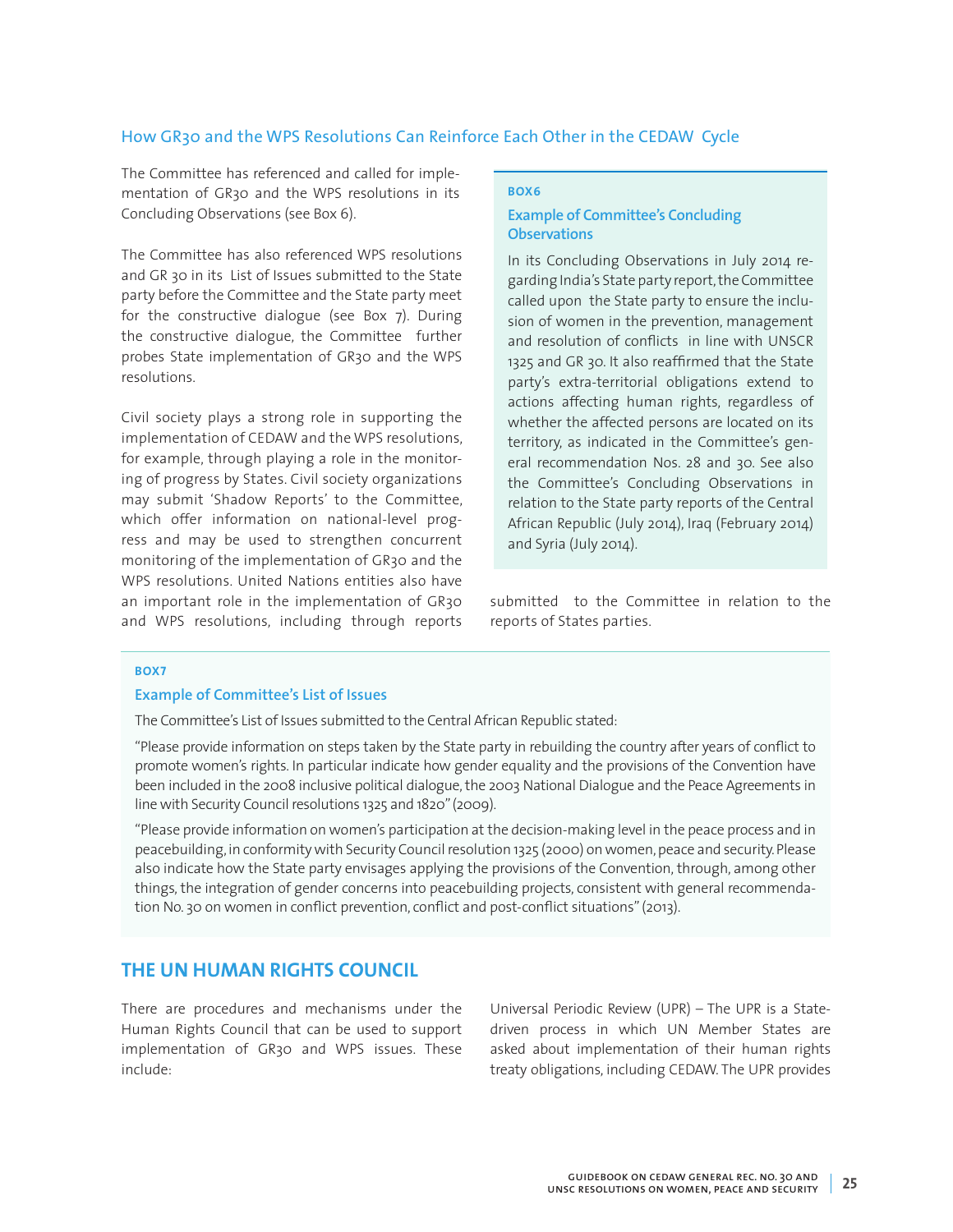### How GR30 and the WPS Resolutions Can Reinforce Each Other in the CEDAW Cycle

The Committee has referenced and called for implementation of GR30 and the WPS resolutions in its Concluding Observations (see Box 6).

The Committee has also referenced WPS resolutions and GR 30 in its List of Issues submitted to the State party before the Committee and the State party meet for the constructive dialogue (see Box 7). During the constructive dialogue, the Committee further probes State implementation of GR30 and the WPS resolutions.

Civil society plays a strong role in supporting the implementation of CEDAW and the WPS resolutions, for example, through playing a role in the monitoring of progress by States. Civil society organizations may submit 'Shadow Reports' to the Committee, which offer information on national-level progress and may be used to strengthen concurrent monitoring of the implementation of GR30 and the WPS resolutions. United Nations entities also have an important role in the implementation of GR30 and WPS resolutions, including through reports submitted to the Committee in relation to the reports of States parties.

> **BOX6**
>
> **Example of Committee's Concluding Observations**
>
> In its Concluding Observations in July 2014 regarding India's State party report, the Committee called upon the State party to ensure the inclusion of women in the prevention, management and resolution of conflicts in line with UNSCR 1325 and GR 30. It also reaffirmed that the State party's extra-territorial obligations extend to actions affecting human rights, regardless of whether the affected persons are located on its territory, as indicated in the Committee's general recommendation Nos. 28 and 30. See also the Committee's Concluding Observations in relation to the State party reports of the Central African Republic (July 2014), Iraq (February 2014) and Syria (July 2014).

> **BOX7**
>
> **Example of Committee's List of Issues**
>
> The Committee's List of Issues submitted to the Central African Republic stated:
>
> "Please provide information on steps taken by the State party in rebuilding the country after years of conflict to promote women's rights. In particular indicate how gender equality and the provisions of the Convention have been included in the 2008 inclusive political dialogue, the 2003 National Dialogue and the Peace Agreements in line with Security Council resolutions 1325 and 1820" (2009).
>
> "Please provide information on women's participation at the decision-making level in the peace process and in peacebuilding, in conformity with Security Council resolution 1325 (2000) on women, peace and security. Please also indicate how the State party envisages applying the provisions of the Convention, through, among other things, the integration of gender concerns into peacebuilding projects, consistent with general recommendation No. 30 on women in conflict prevention, conflict and post-conflict situations" (2013).

## THE UN HUMAN RIGHTS COUNCIL

There are procedures and mechanisms under the Human Rights Council that can be used to support implementation of GR30 and WPS issues. These include:

Universal Periodic Review (UPR) – The UPR is a State-driven process in which UN Member States are asked about implementation of their human rights treaty obligations, including CEDAW. The UPR provides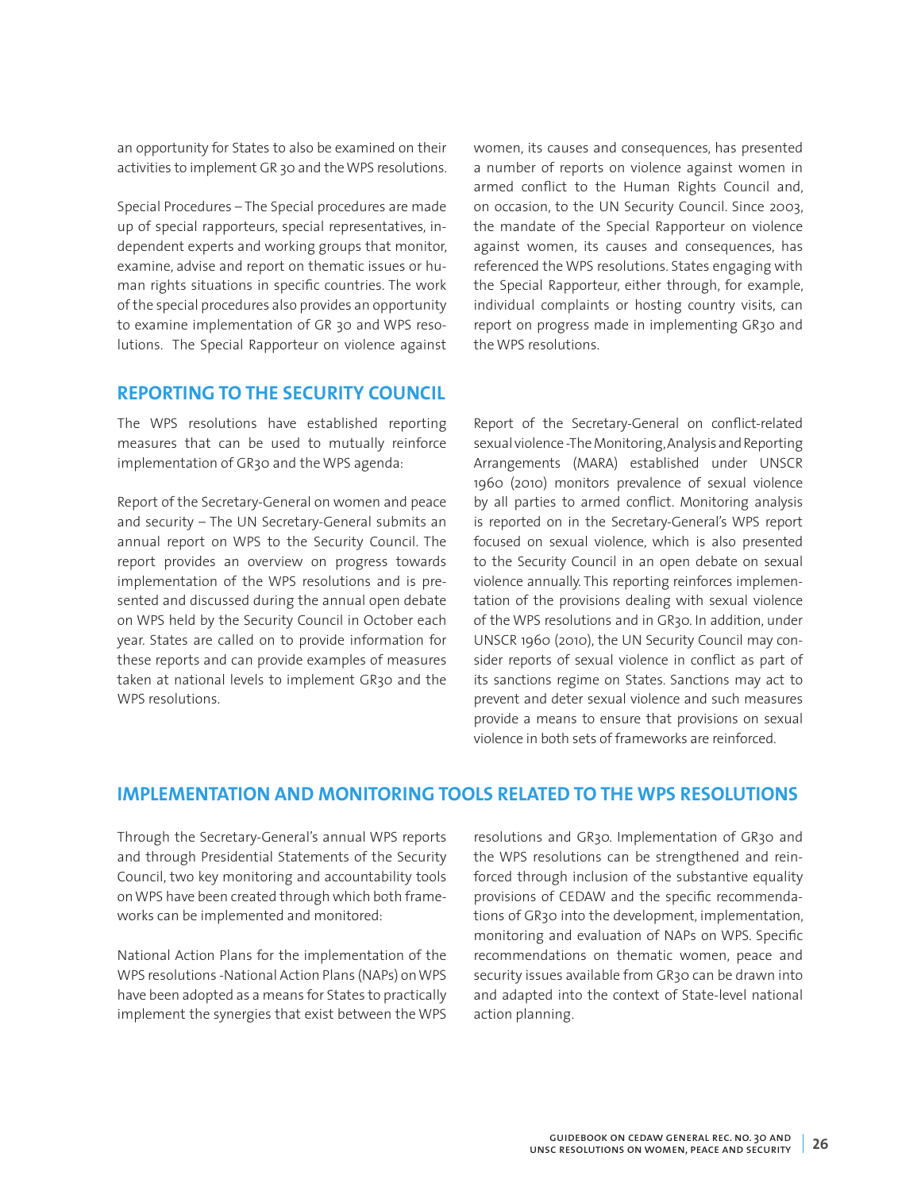an opportunity for States to also be examined on their activities to implement GR 30 and the WPS resolutions.

Special Procedures – The Special procedures are made up of special rapporteurs, special representatives, independent experts and working groups that monitor, examine, advise and report on thematic issues or human rights situations in specific countries. The work of the special procedures also provides an opportunity to examine implementation of GR 30 and WPS resolutions. The Special Rapporteur on violence against women, its causes and consequences, has presented a number of reports on violence against women in armed conflict to the Human Rights Council and, on occasion, to the UN Security Council. Since 2003, the mandate of the Special Rapporteur on violence against women, its causes and consequences, has referenced the WPS resolutions. States engaging with the Special Rapporteur, either through, for example, individual complaints or hosting country visits, can report on progress made in implementing GR30 and the WPS resolutions.

## REPORTING TO THE SECURITY COUNCIL

The WPS resolutions have established reporting measures that can be used to mutually reinforce implementation of GR30 and the WPS agenda:

Report of the Secretary-General on women and peace and security – The UN Secretary-General submits an annual report on WPS to the Security Council. The report provides an overview on progress towards implementation of the WPS resolutions and is presented and discussed during the annual open debate on WPS held by the Security Council in October each year. States are called on to provide information for these reports and can provide examples of measures taken at national levels to implement GR30 and the WPS resolutions.

Report of the Secretary-General on conflict-related sexual violence -The Monitoring, Analysis and Reporting Arrangements (MARA) established under UNSCR 1960 (2010) monitors prevalence of sexual violence by all parties to armed conflict. Monitoring analysis is reported on in the Secretary-General's WPS report focused on sexual violence, which is also presented to the Security Council in an open debate on sexual violence annually. This reporting reinforces implementation of the provisions dealing with sexual violence of the WPS resolutions and in GR30. In addition, under UNSCR 1960 (2010), the UN Security Council may consider reports of sexual violence in conflict as part of its sanctions regime on States. Sanctions may act to prevent and deter sexual violence and such measures provide a means to ensure that provisions on sexual violence in both sets of frameworks are reinforced.

## IMPLEMENTATION AND MONITORING TOOLS RELATED TO THE WPS RESOLUTIONS

Through the Secretary-General's annual WPS reports and through Presidential Statements of the Security Council, two key monitoring and accountability tools on WPS have been created through which both frameworks can be implemented and monitored:

National Action Plans for the implementation of the WPS resolutions -National Action Plans (NAPs) on WPS have been adopted as a means for States to practically implement the synergies that exist between the WPS resolutions and GR30. Implementation of GR30 and the WPS resolutions can be strengthened and reinforced through inclusion of the substantive equality provisions of CEDAW and the specific recommendations of GR30 into the development, implementation, monitoring and evaluation of NAPs on WPS. Specific recommendations on thematic women, peace and security issues available from GR30 can be drawn into and adapted into the context of State-level national action planning.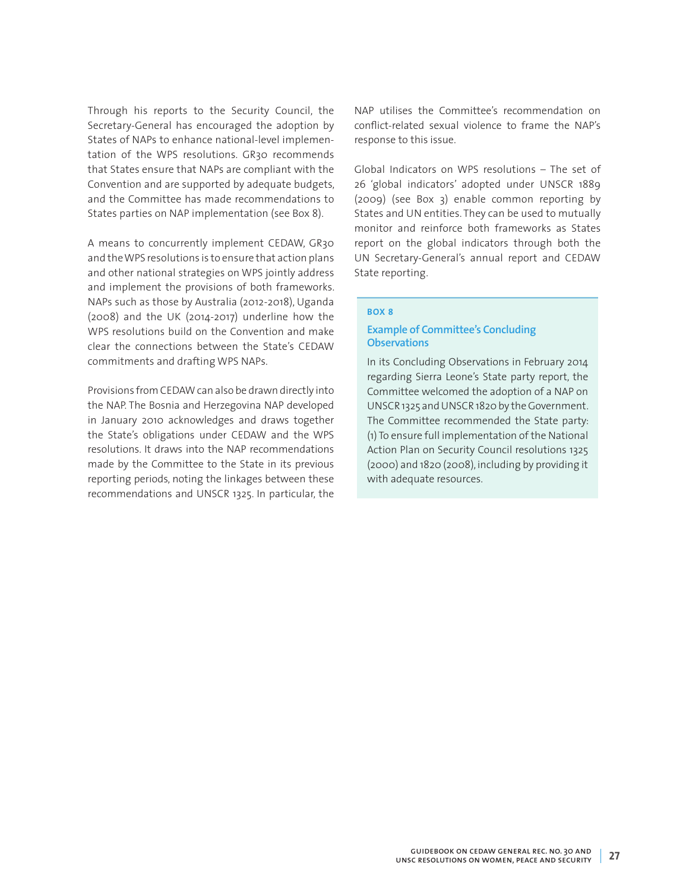Through his reports to the Security Council, the Secretary-General has encouraged the adoption by States of NAPs to enhance national-level implementation of the WPS resolutions. GR30 recommends that States ensure that NAPs are compliant with the Convention and are supported by adequate budgets, and the Committee has made recommendations to States parties on NAP implementation (see Box 8).

A means to concurrently implement CEDAW, GR30 and the WPS resolutions is to ensure that action plans and other national strategies on WPS jointly address and implement the provisions of both frameworks. NAPs such as those by Australia (2012-2018), Uganda (2008) and the UK (2014-2017) underline how the WPS resolutions build on the Convention and make clear the connections between the State's CEDAW commitments and drafting WPS NAPs.

Provisions from CEDAW can also be drawn directly into the NAP. The Bosnia and Herzegovina NAP developed in January 2010 acknowledges and draws together the State's obligations under CEDAW and the WPS resolutions. It draws into the NAP recommendations made by the Committee to the State in its previous reporting periods, noting the linkages between these recommendations and UNSCR 1325. In particular, the NAP utilises the Committee's recommendation on conflict-related sexual violence to frame the NAP's response to this issue.

Global Indicators on WPS resolutions – The set of 26 'global indicators' adopted under UNSCR 1889 (2009) (see Box 3) enable common reporting by States and UN entities. They can be used to mutually monitor and reinforce both frameworks as States report on the global indicators through both the UN Secretary-General's annual report and CEDAW State reporting.

**BOX 8**

### Example of Committee's Concluding Observations

In its Concluding Observations in February 2014 regarding Sierra Leone's State party report, the Committee welcomed the adoption of a NAP on UNSCR 1325 and UNSCR 1820 by the Government. The Committee recommended the State party: (1) To ensure full implementation of the National Action Plan on Security Council resolutions 1325 (2000) and 1820 (2008), including by providing it with adequate resources.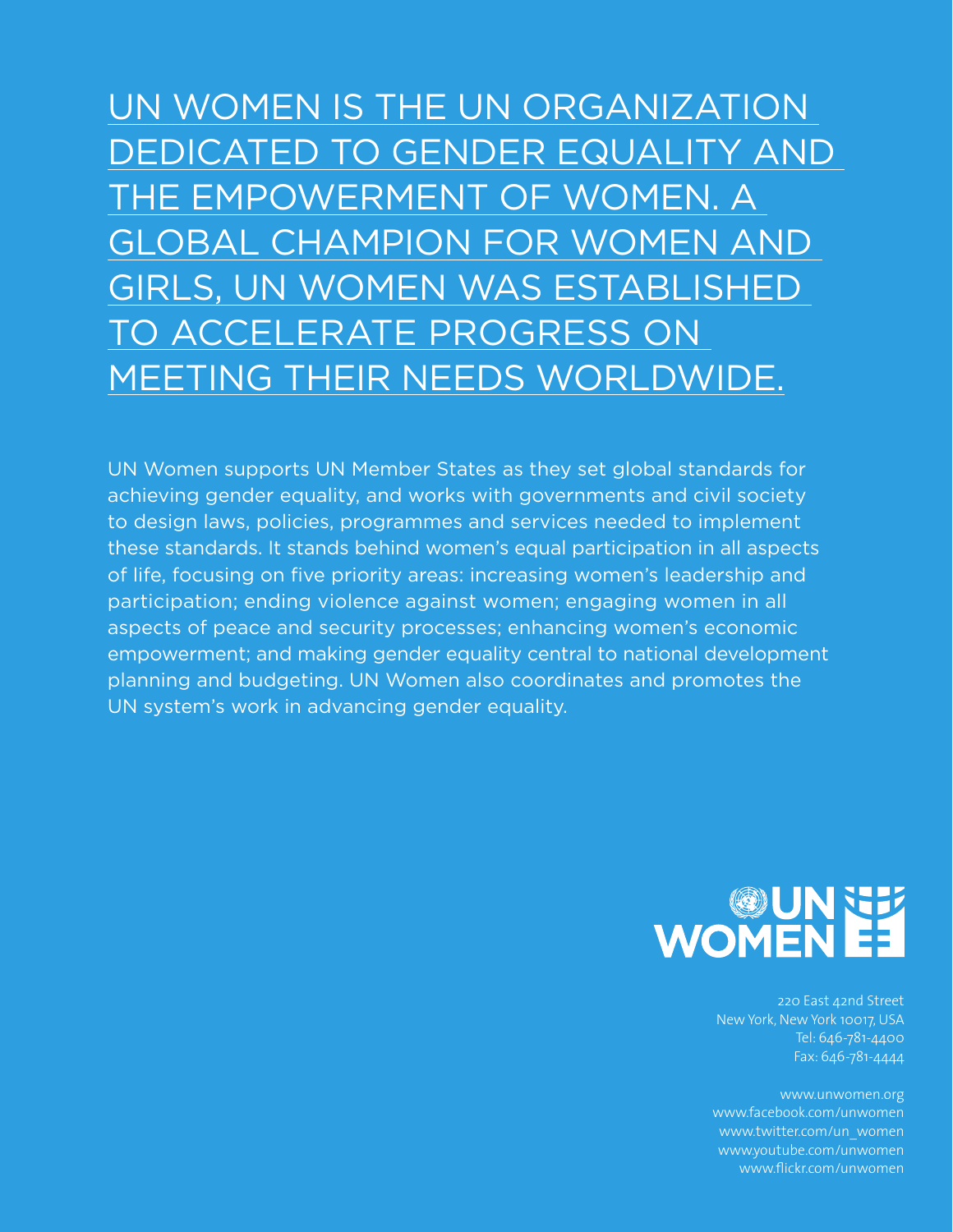UN WOMEN IS THE UN ORGANIZATION DEDICATED TO GENDER EQUALITY AND THE EMPOWERMENT OF WOMEN. A GLOBAL CHAMPION FOR WOMEN AND GIRLS, UN WOMEN WAS ESTABLISHED TO ACCELERATE PROGRESS ON MEETING THEIR NEEDS WORLDWIDE.

UN Women supports UN Member States as they set global standards for achieving gender equality, and works with governments and civil society to design laws, policies, programmes and services needed to implement these standards. It stands behind women's equal participation in all aspects of life, focusing on five priority areas: increasing women's leadership and participation; ending violence against women; engaging women in all aspects of peace and security processes; enhancing women's economic empowerment; and making gender equality central to national development planning and budgeting. UN Women also coordinates and promotes the UN system's work in advancing gender equality.

UN WOMEN

220 East 42nd Street
New York, New York 10017, USA
Tel: 646-781-4400
Fax: 646-781-4444

www.unwomen.org
www.facebook.com/unwomen
www.twitter.com/un_women
www.youtube.com/unwomen
www.flickr.com/unwomen